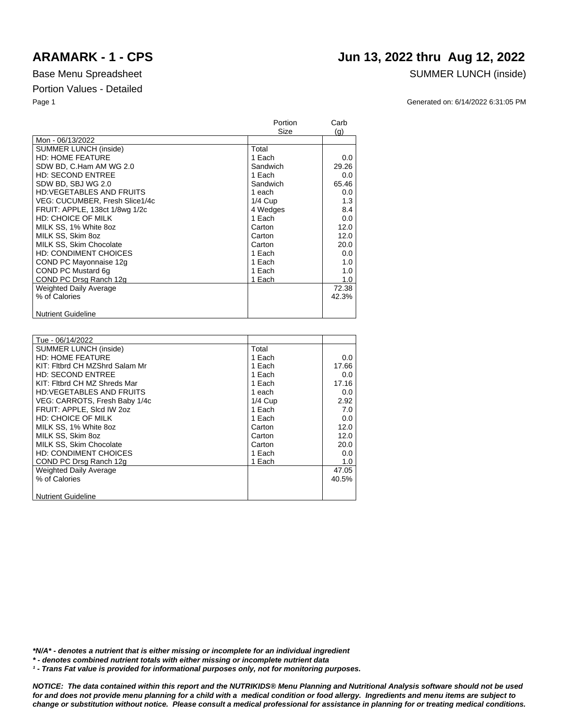# ARAMARK - 1 - CPS

## Jun 13, 2022 thru Aug 12, 2022

Base Menu Spreadsheet

SUMMER LUNCH (inside)

Portion Values - Detailed

Generated on: 6/14/2022 6:31:05 PM

| | Portion Size | Carb (g) |
|---|---|---|
| Mon - 06/13/2022 | | |
| SUMMER LUNCH (inside) | Total | |
| HD: HOME FEATURE | 1 Each | 0.0 |
| SDW BD, C.Ham AM WG 2.0 | Sandwich | 29.26 |
| HD: SECOND ENTREE | 1 Each | 0.0 |
| SDW BD, SBJ WG 2.0 | Sandwich | 65.46 |
| HD:VEGETABLES AND FRUITS | 1 each | 0.0 |
| VEG: CUCUMBER, Fresh Slice1/4c | 1/4 Cup | 1.3 |
| FRUIT: APPLE, 138ct 1/8wg 1/2c | 4 Wedges | 8.4 |
| HD: CHOICE OF MILK | 1 Each | 0.0 |
| MILK SS, 1% White 8oz | Carton | 12.0 |
| MILK SS, Skim 8oz | Carton | 12.0 |
| MILK SS, Skim Chocolate | Carton | 20.0 |
| HD: CONDIMENT CHOICES | 1 Each | 0.0 |
| COND PC Mayonnaise 12g | 1 Each | 1.0 |
| COND PC Mustard 6g | 1 Each | 1.0 |
| COND PC Drsg Ranch 12g | 1 Each | 1.0 |
| Weighted Daily Average | | 72.38 |
| % of Calories | | 42.3% |
| Nutrient Guideline | | |

| | Portion Size | Carb (g) |
|---|---|---|
| Tue - 06/14/2022 | | |
| SUMMER LUNCH (inside) | Total | |
| HD: HOME FEATURE | 1 Each | 0.0 |
| KIT: Fltbrd CH MZShrd Salam Mr | 1 Each | 17.66 |
| HD: SECOND ENTREE | 1 Each | 0.0 |
| KIT: Fltbrd CH MZ Shreds Mar | 1 Each | 17.16 |
| HD:VEGETABLES AND FRUITS | 1 each | 0.0 |
| VEG: CARROTS, Fresh Baby 1/4c | 1/4 Cup | 2.92 |
| FRUIT: APPLE, Slcd IW 2oz | 1 Each | 7.0 |
| HD: CHOICE OF MILK | 1 Each | 0.0 |
| MILK SS, 1% White 8oz | Carton | 12.0 |
| MILK SS, Skim 8oz | Carton | 12.0 |
| MILK SS, Skim Chocolate | Carton | 20.0 |
| HD: CONDIMENT CHOICES | 1 Each | 0.0 |
| COND PC Drsg Ranch 12g | 1 Each | 1.0 |
| Weighted Daily Average | | 47.05 |
| % of Calories | | 40.5% |
| Nutrient Guideline | | |

***N/A* - denotes a nutrient that is either missing or incomplete for an individual ingredient**

*** - denotes combined nutrient totals with either missing or incomplete nutrient data**

***¹ - Trans Fat value is provided for informational purposes only, not for monitoring purposes.***

***NOTICE: The data contained within this report and the NUTRIKIDS® Menu Planning and Nutritional Analysis software should not be used for and does not provide menu planning for a child with a medical condition or food allergy. Ingredients and menu items are subject to change or substitution without notice. Please consult a medical professional for assistance in planning for or treating medical conditions.***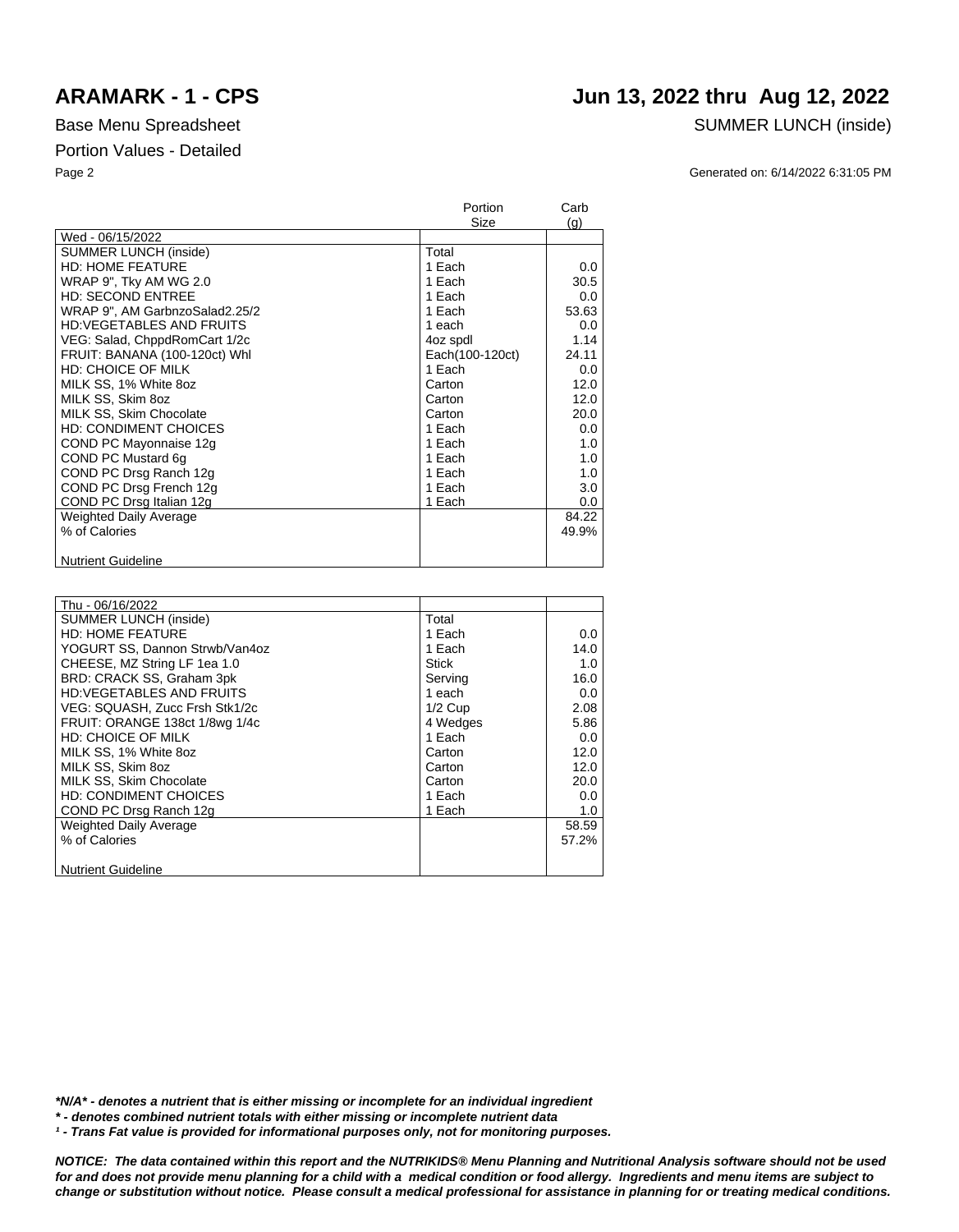# ARAMARK - 1 - CPS

# Jun 13, 2022 thru Aug 12, 2022

Base Menu Spreadsheet

SUMMER LUNCH (inside)

Portion Values - Detailed

Generated on: 6/14/2022 6:31:05 PM

| | Portion Size | Carb (g) |
|---|---|---|
| Wed - 06/15/2022 | | |
| SUMMER LUNCH (inside) | Total | |
| HD: HOME FEATURE | 1 Each | 0.0 |
| WRAP 9", Tky AM WG 2.0 | 1 Each | 30.5 |
| HD: SECOND ENTREE | 1 Each | 0.0 |
| WRAP 9", AM GarbnzoSalad2.25/2 | 1 Each | 53.63 |
| HD:VEGETABLES AND FRUITS | 1 each | 0.0 |
| VEG: Salad, ChppdRomCart 1/2c | 4oz spdl | 1.14 |
| FRUIT: BANANA (100-120ct) Whl | Each(100-120ct) | 24.11 |
| HD: CHOICE OF MILK | 1 Each | 0.0 |
| MILK SS, 1% White 8oz | Carton | 12.0 |
| MILK SS, Skim 8oz | Carton | 12.0 |
| MILK SS, Skim Chocolate | Carton | 20.0 |
| HD: CONDIMENT CHOICES | 1 Each | 0.0 |
| COND PC Mayonnaise 12g | 1 Each | 1.0 |
| COND PC Mustard 6g | 1 Each | 1.0 |
| COND PC Drsg Ranch 12g | 1 Each | 1.0 |
| COND PC Drsg French 12g | 1 Each | 3.0 |
| COND PC Drsg Italian 12g | 1 Each | 0.0 |
| Weighted Daily Average | | 84.22 |
| % of Calories | | 49.9% |
| Nutrient Guideline | | |

| | Portion Size | Carb (g) |
|---|---|---|
| Thu - 06/16/2022 | | |
| SUMMER LUNCH (inside) | Total | |
| HD: HOME FEATURE | 1 Each | 0.0 |
| YOGURT SS, Dannon Strwb/Van4oz | 1 Each | 14.0 |
| CHEESE, MZ String LF 1ea 1.0 | Stick | 1.0 |
| BRD: CRACK SS, Graham 3pk | Serving | 16.0 |
| HD:VEGETABLES AND FRUITS | 1 each | 0.0 |
| VEG: SQUASH, Zucc Frsh Stk1/2c | 1/2 Cup | 2.08 |
| FRUIT: ORANGE 138ct 1/8wg 1/4c | 4 Wedges | 5.86 |
| HD: CHOICE OF MILK | 1 Each | 0.0 |
| MILK SS, 1% White 8oz | Carton | 12.0 |
| MILK SS, Skim 8oz | Carton | 12.0 |
| MILK SS, Skim Chocolate | Carton | 20.0 |
| HD: CONDIMENT CHOICES | 1 Each | 0.0 |
| COND PC Drsg Ranch 12g | 1 Each | 1.0 |
| Weighted Daily Average | | 58.59 |
| % of Calories | | 57.2% |
| Nutrient Guideline | | |

***N/A* - denotes a nutrient that is either missing or incomplete for an individual ingredient**

***\* - denotes combined nutrient totals with either missing or incomplete nutrient data***

***¹ - Trans Fat value is provided for informational purposes only, not for monitoring purposes.***

***NOTICE: The data contained within this report and the NUTRIKIDS® Menu Planning and Nutritional Analysis software should not be used for and does not provide menu planning for a child with a medical condition or food allergy. Ingredients and menu items are subject to change or substitution without notice. Please consult a medical professional for assistance in planning for or treating medical conditions.***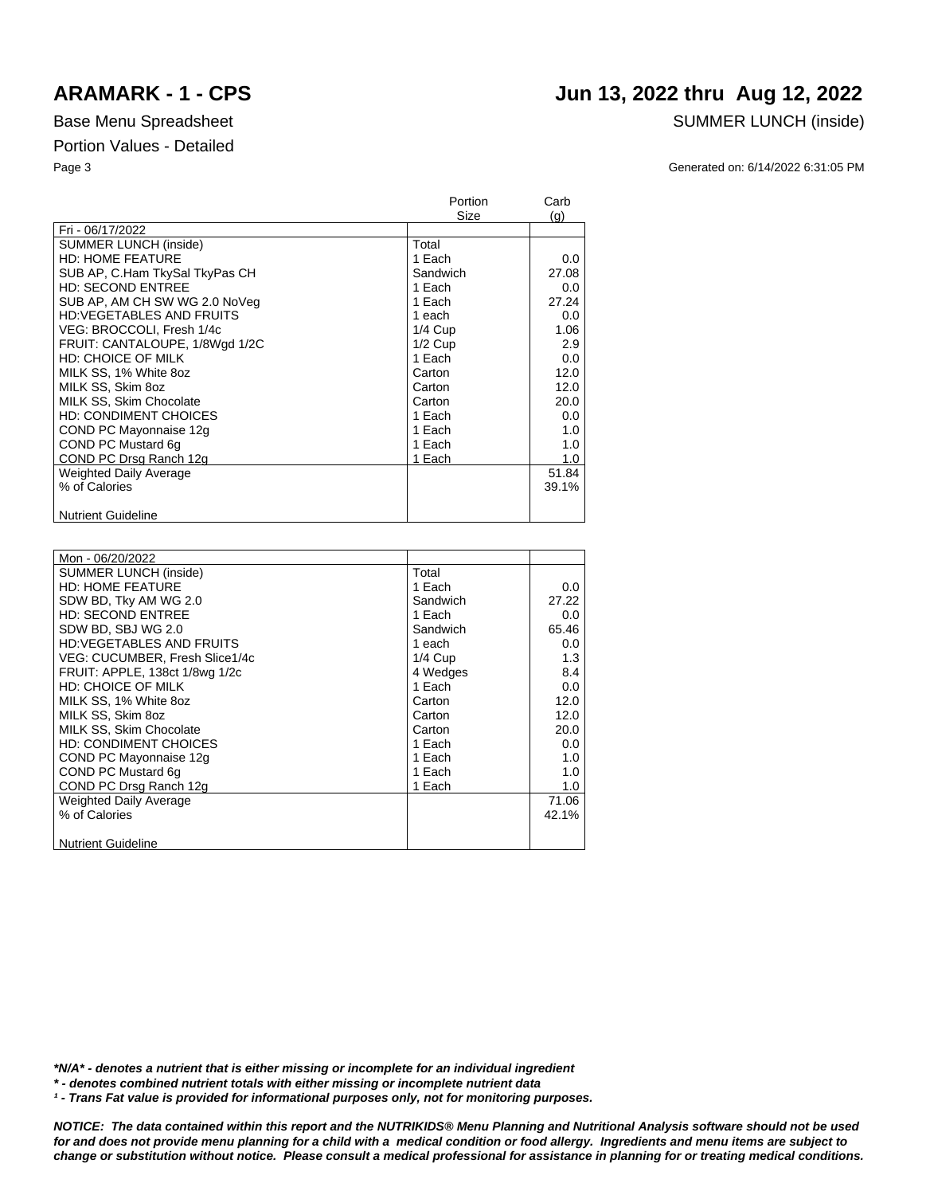# ARAMARK - 1 - CPS

# Jun 13, 2022 thru Aug 12, 2022

Base Menu Spreadsheet

SUMMER LUNCH (inside)

Portion Values - Detailed

Generated on: 6/14/2022 6:31:05 PM

| | Portion Size | Carb (g) |
|---|---|---|
| Fri - 06/17/2022 | | |
| SUMMER LUNCH (inside) | Total | |
| HD: HOME FEATURE | 1 Each | 0.0 |
| SUB AP, C.Ham TkySal TkyPas CH | Sandwich | 27.08 |
| HD: SECOND ENTREE | 1 Each | 0.0 |
| SUB AP, AM CH SW WG 2.0 NoVeg | 1 Each | 27.24 |
| HD:VEGETABLES AND FRUITS | 1 each | 0.0 |
| VEG: BROCCOLI, Fresh 1/4c | 1/4 Cup | 1.06 |
| FRUIT: CANTALOUPE, 1/8Wgd 1/2C | 1/2 Cup | 2.9 |
| HD: CHOICE OF MILK | 1 Each | 0.0 |
| MILK SS, 1% White 8oz | Carton | 12.0 |
| MILK SS, Skim 8oz | Carton | 12.0 |
| MILK SS, Skim Chocolate | Carton | 20.0 |
| HD: CONDIMENT CHOICES | 1 Each | 0.0 |
| COND PC Mayonnaise 12g | 1 Each | 1.0 |
| COND PC Mustard 6g | 1 Each | 1.0 |
| COND PC Drsg Ranch 12g | 1 Each | 1.0 |
| Weighted Daily Average | | 51.84 |
| % of Calories | | 39.1% |
| Nutrient Guideline | | |

| | Portion Size | Carb (g) |
|---|---|---|
| Mon - 06/20/2022 | | |
| SUMMER LUNCH (inside) | Total | |
| HD: HOME FEATURE | 1 Each | 0.0 |
| SDW BD, Tky AM WG 2.0 | Sandwich | 27.22 |
| HD: SECOND ENTREE | 1 Each | 0.0 |
| SDW BD, SBJ WG 2.0 | Sandwich | 65.46 |
| HD:VEGETABLES AND FRUITS | 1 each | 0.0 |
| VEG: CUCUMBER, Fresh Slice1/4c | 1/4 Cup | 1.3 |
| FRUIT: APPLE, 138ct 1/8wg 1/2c | 4 Wedges | 8.4 |
| HD: CHOICE OF MILK | 1 Each | 0.0 |
| MILK SS, 1% White 8oz | Carton | 12.0 |
| MILK SS, Skim 8oz | Carton | 12.0 |
| MILK SS, Skim Chocolate | Carton | 20.0 |
| HD: CONDIMENT CHOICES | 1 Each | 0.0 |
| COND PC Mayonnaise 12g | 1 Each | 1.0 |
| COND PC Mustard 6g | 1 Each | 1.0 |
| COND PC Drsg Ranch 12g | 1 Each | 1.0 |
| Weighted Daily Average | | 71.06 |
| % of Calories | | 42.1% |
| Nutrient Guideline | | |

***N/A* - denotes a nutrient that is either missing or incomplete for an individual ingredient**

***\* - denotes combined nutrient totals with either missing or incomplete nutrient data***

***¹ - Trans Fat value is provided for informational purposes only, not for monitoring purposes.***

***NOTICE: The data contained within this report and the NUTRIKIDS® Menu Planning and Nutritional Analysis software should not be used for and does not provide menu planning for a child with a medical condition or food allergy. Ingredients and menu items are subject to change or substitution without notice. Please consult a medical professional for assistance in planning for or treating medical conditions.***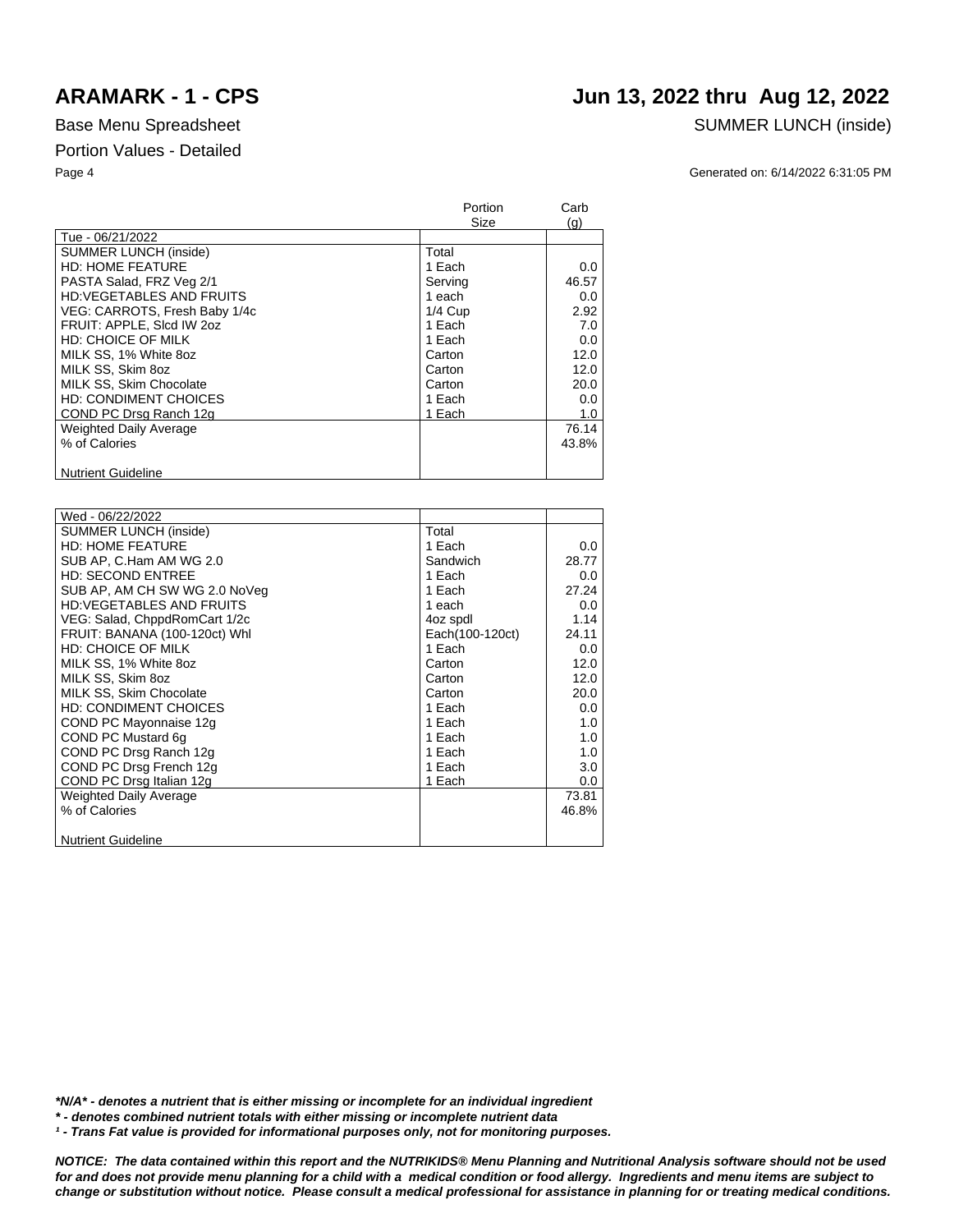# ARAMARK - 1 - CPS

## Jun 13, 2022 thru Aug 12, 2022

Base Menu Spreadsheet

SUMMER LUNCH (inside)

Portion Values - Detailed

Generated on: 6/14/2022 6:31:05 PM

| | Portion Size | Carb (g) |
|---|---|---|
| Tue - 06/21/2022 | | |
| SUMMER LUNCH (inside) | Total | |
| HD: HOME FEATURE | 1 Each | 0.0 |
| PASTA Salad, FRZ Veg 2/1 | Serving | 46.57 |
| HD:VEGETABLES AND FRUITS | 1 each | 0.0 |
| VEG: CARROTS, Fresh Baby 1/4c | 1/4 Cup | 2.92 |
| FRUIT: APPLE, Slcd IW 2oz | 1 Each | 7.0 |
| HD: CHOICE OF MILK | 1 Each | 0.0 |
| MILK SS, 1% White 8oz | Carton | 12.0 |
| MILK SS, Skim 8oz | Carton | 12.0 |
| MILK SS, Skim Chocolate | Carton | 20.0 |
| HD: CONDIMENT CHOICES | 1 Each | 0.0 |
| COND PC Drsg Ranch 12g | 1 Each | 1.0 |
| Weighted Daily Average | | 76.14 |
| % of Calories | | 43.8% |
| Nutrient Guideline | | |

| | Portion Size | Carb (g) |
|---|---|---|
| Wed - 06/22/2022 | | |
| SUMMER LUNCH (inside) | Total | |
| HD: HOME FEATURE | 1 Each | 0.0 |
| SUB AP, C.Ham AM WG 2.0 | Sandwich | 28.77 |
| HD: SECOND ENTREE | 1 Each | 0.0 |
| SUB AP, AM CH SW WG 2.0 NoVeg | 1 Each | 27.24 |
| HD:VEGETABLES AND FRUITS | 1 each | 0.0 |
| VEG: Salad, ChppdRomCart 1/2c | 4oz spdl | 1.14 |
| FRUIT: BANANA (100-120ct) Whl | Each(100-120ct) | 24.11 |
| HD: CHOICE OF MILK | 1 Each | 0.0 |
| MILK SS, 1% White 8oz | Carton | 12.0 |
| MILK SS, Skim 8oz | Carton | 12.0 |
| MILK SS, Skim Chocolate | Carton | 20.0 |
| HD: CONDIMENT CHOICES | 1 Each | 0.0 |
| COND PC Mayonnaise 12g | 1 Each | 1.0 |
| COND PC Mustard 6g | 1 Each | 1.0 |
| COND PC Drsg Ranch 12g | 1 Each | 1.0 |
| COND PC Drsg French 12g | 1 Each | 3.0 |
| COND PC Drsg Italian 12g | 1 Each | 0.0 |
| Weighted Daily Average | | 73.81 |
| % of Calories | | 46.8% |
| Nutrient Guideline | | |

***N/A* - denotes a nutrient that is either missing or incomplete for an individual ingredient**

***\* - denotes combined nutrient totals with either missing or incomplete nutrient data***

***¹ - Trans Fat value is provided for informational purposes only, not for monitoring purposes.***

***NOTICE: The data contained within this report and the NUTRIKIDS® Menu Planning and Nutritional Analysis software should not be used for and does not provide menu planning for a child with a medical condition or food allergy. Ingredients and menu items are subject to change or substitution without notice. Please consult a medical professional for assistance in planning for or treating medical conditions.***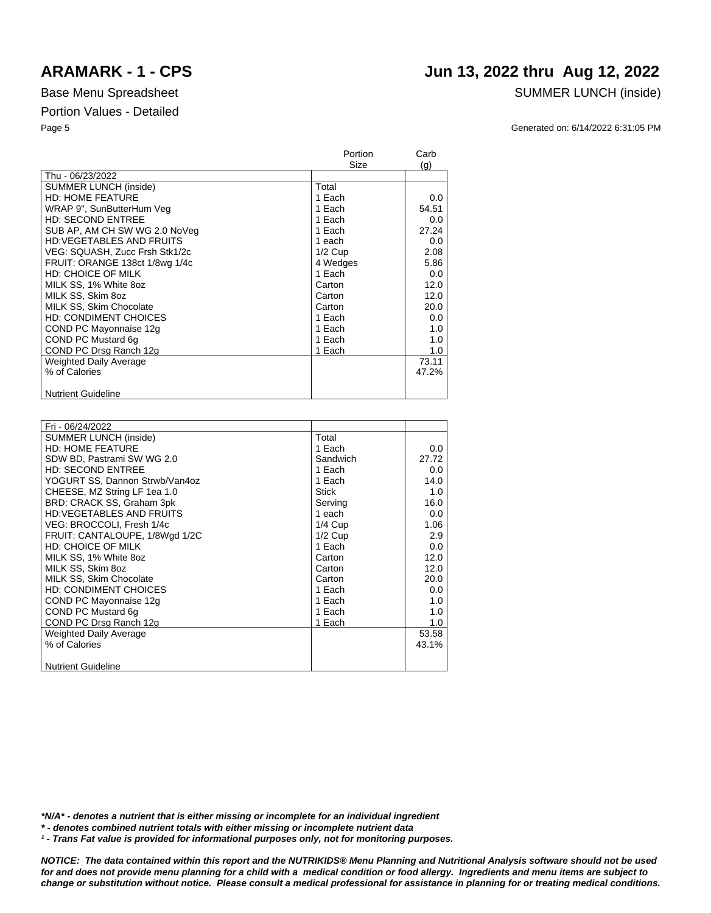# ARAMARK - 1 - CPS

## Jun 13, 2022 thru Aug 12, 2022

Base Menu Spreadsheet

SUMMER LUNCH (inside)

Portion Values - Detailed

Generated on: 6/14/2022 6:31:05 PM

| | Portion Size | Carb (g) |
|---|---|---|
| Thu - 06/23/2022 | | |
| SUMMER LUNCH (inside) | Total | |
| HD: HOME FEATURE | 1 Each | 0.0 |
| WRAP 9", SunButterHum Veg | 1 Each | 54.51 |
| HD: SECOND ENTREE | 1 Each | 0.0 |
| SUB AP, AM CH SW WG 2.0 NoVeg | 1 Each | 27.24 |
| HD:VEGETABLES AND FRUITS | 1 each | 0.0 |
| VEG: SQUASH, Zucc Frsh Stk1/2c | 1/2 Cup | 2.08 |
| FRUIT: ORANGE 138ct 1/8wg 1/4c | 4 Wedges | 5.86 |
| HD: CHOICE OF MILK | 1 Each | 0.0 |
| MILK SS, 1% White 8oz | Carton | 12.0 |
| MILK SS, Skim 8oz | Carton | 12.0 |
| MILK SS, Skim Chocolate | Carton | 20.0 |
| HD: CONDIMENT CHOICES | 1 Each | 0.0 |
| COND PC Mayonnaise 12g | 1 Each | 1.0 |
| COND PC Mustard 6g | 1 Each | 1.0 |
| COND PC Drsg Ranch 12g | 1 Each | 1.0 |
| Weighted Daily Average | | 73.11 |
| % of Calories | | 47.2% |
| Nutrient Guideline | | |

| | Portion Size | Carb (g) |
|---|---|---|
| Fri - 06/24/2022 | | |
| SUMMER LUNCH (inside) | Total | |
| HD: HOME FEATURE | 1 Each | 0.0 |
| SDW BD, Pastrami SW WG 2.0 | Sandwich | 27.72 |
| HD: SECOND ENTREE | 1 Each | 0.0 |
| YOGURT SS, Dannon Strwb/Van4oz | 1 Each | 14.0 |
| CHEESE, MZ String LF 1ea 1.0 | Stick | 1.0 |
| BRD: CRACK SS, Graham 3pk | Serving | 16.0 |
| HD:VEGETABLES AND FRUITS | 1 each | 0.0 |
| VEG: BROCCOLI, Fresh 1/4c | 1/4 Cup | 1.06 |
| FRUIT: CANTALOUPE, 1/8Wgd 1/2C | 1/2 Cup | 2.9 |
| HD: CHOICE OF MILK | 1 Each | 0.0 |
| MILK SS, 1% White 8oz | Carton | 12.0 |
| MILK SS, Skim 8oz | Carton | 12.0 |
| MILK SS, Skim Chocolate | Carton | 20.0 |
| HD: CONDIMENT CHOICES | 1 Each | 0.0 |
| COND PC Mayonnaise 12g | 1 Each | 1.0 |
| COND PC Mustard 6g | 1 Each | 1.0 |
| COND PC Drsg Ranch 12g | 1 Each | 1.0 |
| Weighted Daily Average | | 53.58 |
| % of Calories | | 43.1% |
| Nutrient Guideline | | |

***N/A* - denotes a nutrient that is either missing or incomplete for an individual ingredient**

***\* - denotes combined nutrient totals with either missing or incomplete nutrient data***

***¹ - Trans Fat value is provided for informational purposes only, not for monitoring purposes.***

***NOTICE: The data contained within this report and the NUTRIKIDS® Menu Planning and Nutritional Analysis software should not be used for and does not provide menu planning for a child with a medical condition or food allergy. Ingredients and menu items are subject to change or substitution without notice. Please consult a medical professional for assistance in planning for or treating medical conditions.***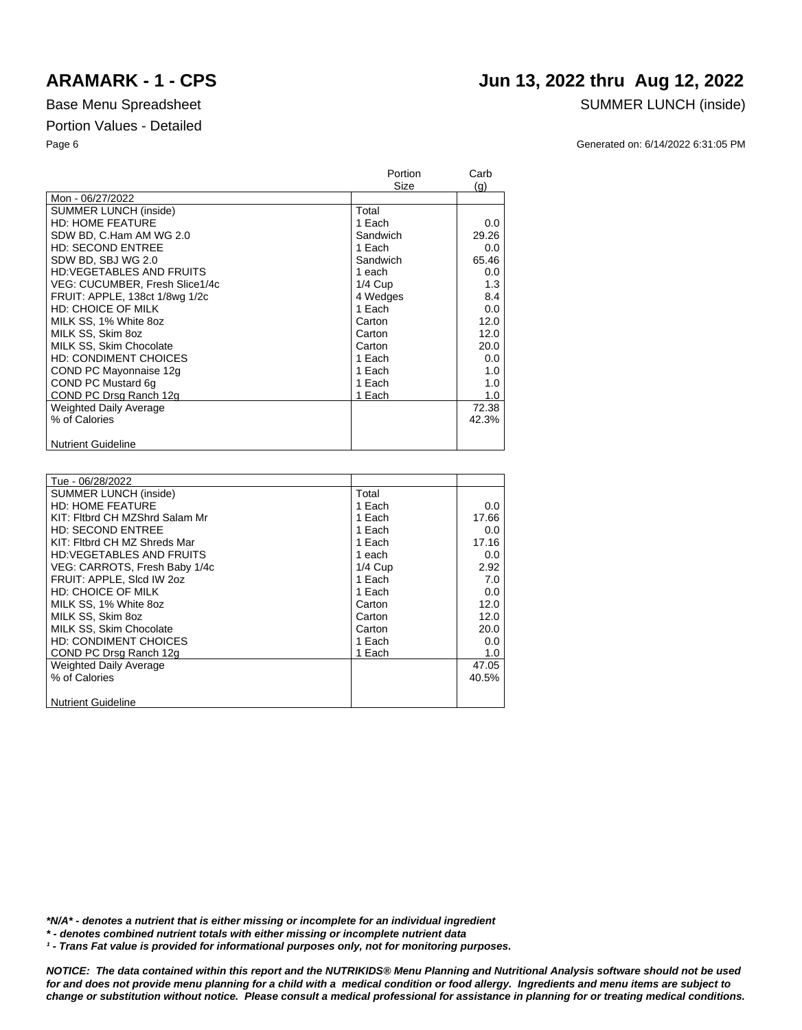# ARAMARK - 1 - CPS

# Jun 13, 2022 thru Aug 12, 2022

Base Menu Spreadsheet

SUMMER LUNCH (inside)

Portion Values - Detailed

Generated on: 6/14/2022 6:31:05 PM

| Mon - 06/27/2022 | Portion Size | Carb (g) |
|---|---|---|
| SUMMER LUNCH (inside) | Total | |
| HD: HOME FEATURE | 1 Each | 0.0 |
| SDW BD, C.Ham AM WG 2.0 | Sandwich | 29.26 |
| HD: SECOND ENTREE | 1 Each | 0.0 |
| SDW BD, SBJ WG 2.0 | Sandwich | 65.46 |
| HD:VEGETABLES AND FRUITS | 1 each | 0.0 |
| VEG: CUCUMBER, Fresh Slice1/4c | 1/4 Cup | 1.3 |
| FRUIT: APPLE, 138ct 1/8wg 1/2c | 4 Wedges | 8.4 |
| HD: CHOICE OF MILK | 1 Each | 0.0 |
| MILK SS, 1% White 8oz | Carton | 12.0 |
| MILK SS, Skim 8oz | Carton | 12.0 |
| MILK SS, Skim Chocolate | Carton | 20.0 |
| HD: CONDIMENT CHOICES | 1 Each | 0.0 |
| COND PC Mayonnaise 12g | 1 Each | 1.0 |
| COND PC Mustard 6g | 1 Each | 1.0 |
| COND PC Drsg Ranch 12g | 1 Each | 1.0 |
| Weighted Daily Average | | 72.38 |
| % of Calories | | 42.3% |
| Nutrient Guideline | | |

| Tue - 06/28/2022 | Portion Size | Carb (g) |
|---|---|---|
| SUMMER LUNCH (inside) | Total | |
| HD: HOME FEATURE | 1 Each | 0.0 |
| KIT: Fltbrd CH MZShrd Salam Mr | 1 Each | 17.66 |
| HD: SECOND ENTREE | 1 Each | 0.0 |
| KIT: Fltbrd CH MZ Shreds Mar | 1 Each | 17.16 |
| HD:VEGETABLES AND FRUITS | 1 each | 0.0 |
| VEG: CARROTS, Fresh Baby 1/4c | 1/4 Cup | 2.92 |
| FRUIT: APPLE, Slcd IW 2oz | 1 Each | 7.0 |
| HD: CHOICE OF MILK | 1 Each | 0.0 |
| MILK SS, 1% White 8oz | Carton | 12.0 |
| MILK SS, Skim 8oz | Carton | 12.0 |
| MILK SS, Skim Chocolate | Carton | 20.0 |
| HD: CONDIMENT CHOICES | 1 Each | 0.0 |
| COND PC Drsg Ranch 12g | 1 Each | 1.0 |
| Weighted Daily Average | | 47.05 |
| % of Calories | | 40.5% |
| Nutrient Guideline | | |

***N/A* - denotes a nutrient that is either missing or incomplete for an individual ingredient**

***\* - denotes combined nutrient totals with either missing or incomplete nutrient data***

***¹ - Trans Fat value is provided for informational purposes only, not for monitoring purposes.***

***NOTICE: The data contained within this report and the NUTRIKIDS® Menu Planning and Nutritional Analysis software should not be used for and does not provide menu planning for a child with a medical condition or food allergy. Ingredients and menu items are subject to change or substitution without notice. Please consult a medical professional for assistance in planning for or treating medical conditions.***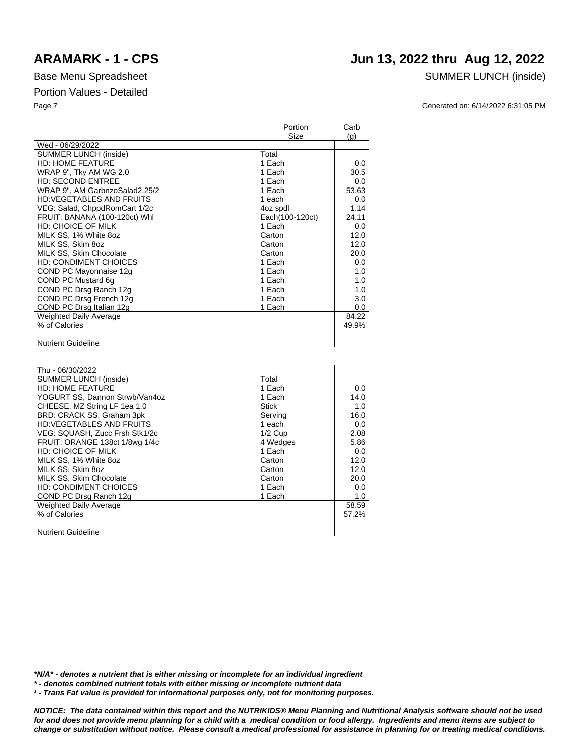# ARAMARK - 1 - CPS

## Jun 13, 2022 thru Aug 12, 2022

Base Menu Spreadsheet

SUMMER LUNCH (inside)

Portion Values - Detailed

Generated on: 6/14/2022 6:31:05 PM

| Wed - 06/29/2022 | Portion Size | Carb (g) |
|---|---|---|
| SUMMER LUNCH (inside) | Total | |
| HD: HOME FEATURE | 1 Each | 0.0 |
| WRAP 9", Tky AM WG 2.0 | 1 Each | 30.5 |
| HD: SECOND ENTREE | 1 Each | 0.0 |
| WRAP 9", AM GarbnzoSalad2.25/2 | 1 Each | 53.63 |
| HD:VEGETABLES AND FRUITS | 1 each | 0.0 |
| VEG: Salad, ChppdRomCart 1/2c | 4oz spdl | 1.14 |
| FRUIT: BANANA (100-120ct) Whl | Each(100-120ct) | 24.11 |
| HD: CHOICE OF MILK | 1 Each | 0.0 |
| MILK SS, 1% White 8oz | Carton | 12.0 |
| MILK SS, Skim 8oz | Carton | 12.0 |
| MILK SS, Skim Chocolate | Carton | 20.0 |
| HD: CONDIMENT CHOICES | 1 Each | 0.0 |
| COND PC Mayonnaise 12g | 1 Each | 1.0 |
| COND PC Mustard 6g | 1 Each | 1.0 |
| COND PC Drsg Ranch 12g | 1 Each | 1.0 |
| COND PC Drsg French 12g | 1 Each | 3.0 |
| COND PC Drsg Italian 12g | 1 Each | 0.0 |
| Weighted Daily Average | | 84.22 |
| % of Calories | | 49.9% |
| Nutrient Guideline | | |

| Thu - 06/30/2022 | Portion Size | Carb (g) |
|---|---|---|
| SUMMER LUNCH (inside) | Total | |
| HD: HOME FEATURE | 1 Each | 0.0 |
| YOGURT SS, Dannon Strwb/Van4oz | 1 Each | 14.0 |
| CHEESE, MZ String LF 1ea 1.0 | Stick | 1.0 |
| BRD: CRACK SS, Graham 3pk | Serving | 16.0 |
| HD:VEGETABLES AND FRUITS | 1 each | 0.0 |
| VEG: SQUASH, Zucc Frsh Stk1/2c | 1/2 Cup | 2.08 |
| FRUIT: ORANGE 138ct 1/8wg 1/4c | 4 Wedges | 5.86 |
| HD: CHOICE OF MILK | 1 Each | 0.0 |
| MILK SS, 1% White 8oz | Carton | 12.0 |
| MILK SS, Skim 8oz | Carton | 12.0 |
| MILK SS, Skim Chocolate | Carton | 20.0 |
| HD: CONDIMENT CHOICES | 1 Each | 0.0 |
| COND PC Drsg Ranch 12g | 1 Each | 1.0 |
| Weighted Daily Average | | 58.59 |
| % of Calories | | 57.2% |
| Nutrient Guideline | | |

***N/A* - denotes a nutrient that is either missing or incomplete for an individual ingredient**

***** - denotes combined nutrient totals with either missing or incomplete nutrient data**

***¹ - Trans Fat value is provided for informational purposes only, not for monitoring purposes.***

***NOTICE: The data contained within this report and the NUTRIKIDS® Menu Planning and Nutritional Analysis software should not be used for and does not provide menu planning for a child with a medical condition or food allergy. Ingredients and menu items are subject to change or substitution without notice. Please consult a medical professional for assistance in planning for or treating medical conditions.***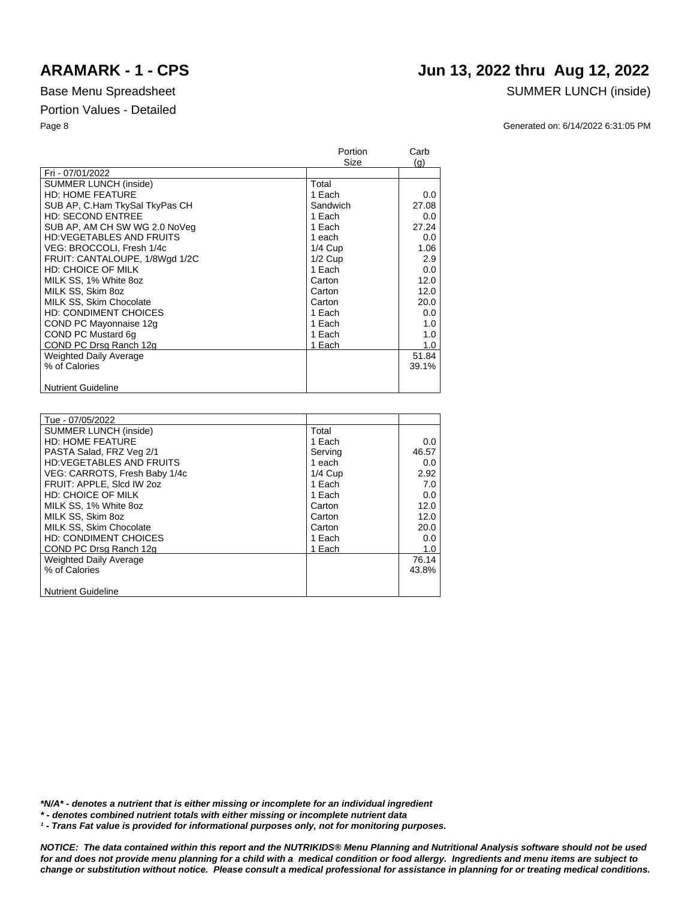# ARAMARK - 1 - CPS

## Jun 13, 2022 thru Aug 12, 2022

Base Menu Spreadsheet

SUMMER LUNCH (inside)

Portion Values - Detailed

Generated on: 6/14/2022 6:31:05 PM

| | Portion Size | Carb (g) |
|---|---|---|
| Fri - 07/01/2022 | | |
| SUMMER LUNCH (inside) | Total | |
| HD: HOME FEATURE | 1 Each | 0.0 |
| SUB AP, C.Ham TkySal TkyPas CH | Sandwich | 27.08 |
| HD: SECOND ENTREE | 1 Each | 0.0 |
| SUB AP, AM CH SW WG 2.0 NoVeg | 1 Each | 27.24 |
| HD:VEGETABLES AND FRUITS | 1 each | 0.0 |
| VEG: BROCCOLI, Fresh 1/4c | 1/4 Cup | 1.06 |
| FRUIT: CANTALOUPE, 1/8Wgd 1/2C | 1/2 Cup | 2.9 |
| HD: CHOICE OF MILK | 1 Each | 0.0 |
| MILK SS, 1% White 8oz | Carton | 12.0 |
| MILK SS, Skim 8oz | Carton | 12.0 |
| MILK SS, Skim Chocolate | Carton | 20.0 |
| HD: CONDIMENT CHOICES | 1 Each | 0.0 |
| COND PC Mayonnaise 12g | 1 Each | 1.0 |
| COND PC Mustard 6g | 1 Each | 1.0 |
| COND PC Drsg Ranch 12g | 1 Each | 1.0 |
| Weighted Daily Average | | 51.84 |
| % of Calories | | 39.1% |
| Nutrient Guideline | | |

| | Portion Size | Carb (g) |
|---|---|---|
| Tue - 07/05/2022 | | |
| SUMMER LUNCH (inside) | Total | |
| HD: HOME FEATURE | 1 Each | 0.0 |
| PASTA Salad, FRZ Veg 2/1 | Serving | 46.57 |
| HD:VEGETABLES AND FRUITS | 1 each | 0.0 |
| VEG: CARROTS, Fresh Baby 1/4c | 1/4 Cup | 2.92 |
| FRUIT: APPLE, Slcd IW 2oz | 1 Each | 7.0 |
| HD: CHOICE OF MILK | 1 Each | 0.0 |
| MILK SS, 1% White 8oz | Carton | 12.0 |
| MILK SS, Skim 8oz | Carton | 12.0 |
| MILK SS, Skim Chocolate | Carton | 20.0 |
| HD: CONDIMENT CHOICES | 1 Each | 0.0 |
| COND PC Drsg Ranch 12g | 1 Each | 1.0 |
| Weighted Daily Average | | 76.14 |
| % of Calories | | 43.8% |
| Nutrient Guideline | | |

***N/A* - denotes a nutrient that is either missing or incomplete for an individual ingredient**

***\* - denotes combined nutrient totals with either missing or incomplete nutrient data***

***¹ - Trans Fat value is provided for informational purposes only, not for monitoring purposes.***

***NOTICE: The data contained within this report and the NUTRIKIDS® Menu Planning and Nutritional Analysis software should not be used for and does not provide menu planning for a child with a medical condition or food allergy. Ingredients and menu items are subject to change or substitution without notice. Please consult a medical professional for assistance in planning for or treating medical conditions.***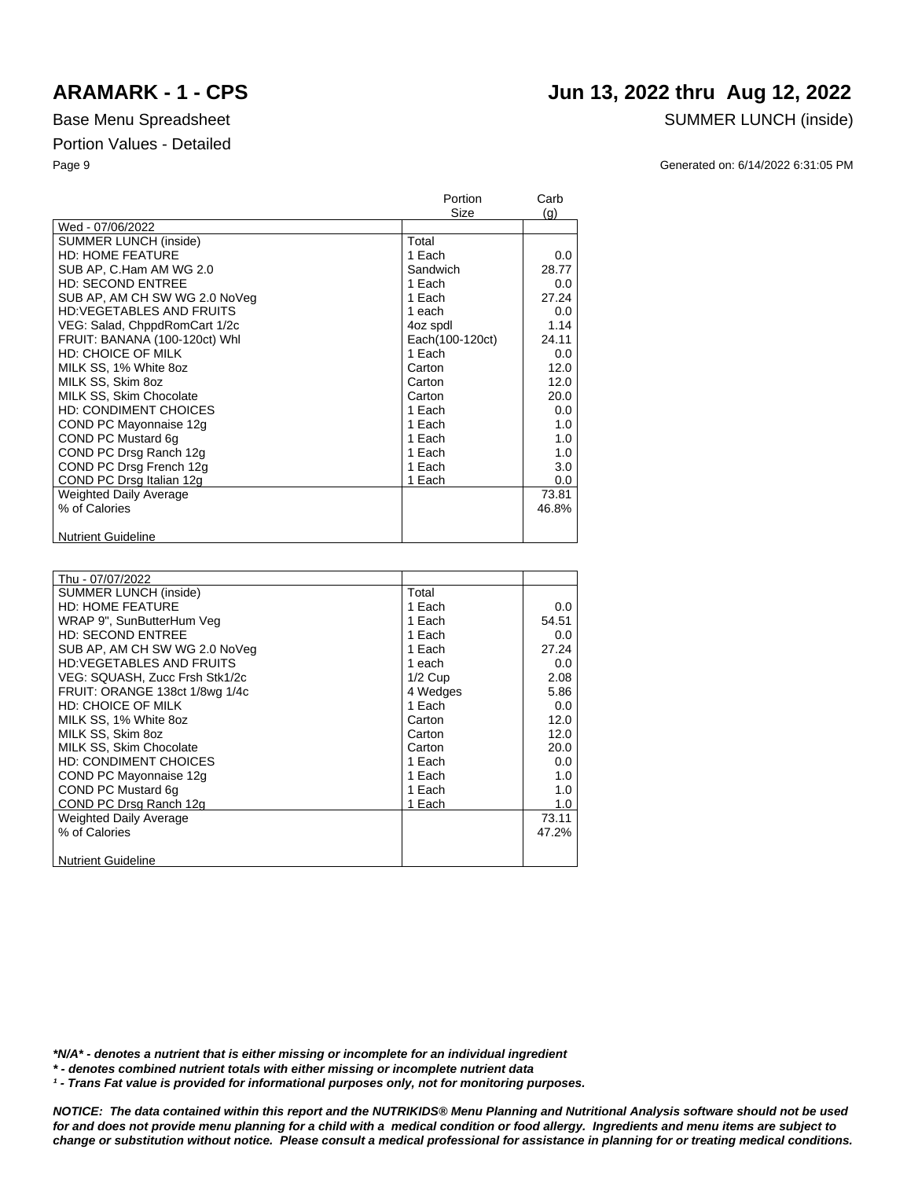# ARAMARK - 1 - CPS

# Jun 13, 2022 thru Aug 12, 2022

Base Menu Spreadsheet

SUMMER LUNCH (inside)

Portion Values - Detailed

Generated on: 6/14/2022 6:31:05 PM

| | Portion Size | Carb (g) |
|---|---|---|
| Wed - 07/06/2022 | | |
| SUMMER LUNCH (inside) | Total | |
| HD: HOME FEATURE | 1 Each | 0.0 |
| SUB AP, C.Ham AM WG 2.0 | Sandwich | 28.77 |
| HD: SECOND ENTREE | 1 Each | 0.0 |
| SUB AP, AM CH SW WG 2.0 NoVeg | 1 Each | 27.24 |
| HD:VEGETABLES AND FRUITS | 1 each | 0.0 |
| VEG: Salad, ChppdRomCart 1/2c | 4oz spdl | 1.14 |
| FRUIT: BANANA (100-120ct) Whl | Each(100-120ct) | 24.11 |
| HD: CHOICE OF MILK | 1 Each | 0.0 |
| MILK SS, 1% White 8oz | Carton | 12.0 |
| MILK SS, Skim 8oz | Carton | 12.0 |
| MILK SS, Skim Chocolate | Carton | 20.0 |
| HD: CONDIMENT CHOICES | 1 Each | 0.0 |
| COND PC Mayonnaise 12g | 1 Each | 1.0 |
| COND PC Mustard 6g | 1 Each | 1.0 |
| COND PC Drsg Ranch 12g | 1 Each | 1.0 |
| COND PC Drsg French 12g | 1 Each | 3.0 |
| COND PC Drsg Italian 12g | 1 Each | 0.0 |
| Weighted Daily Average | | 73.81 |
| % of Calories | | 46.8% |
| Nutrient Guideline | | |

| | Portion Size | Carb (g) |
|---|---|---|
| Thu - 07/07/2022 | | |
| SUMMER LUNCH (inside) | Total | |
| HD: HOME FEATURE | 1 Each | 0.0 |
| WRAP 9", SunButterHum Veg | 1 Each | 54.51 |
| HD: SECOND ENTREE | 1 Each | 0.0 |
| SUB AP, AM CH SW WG 2.0 NoVeg | 1 Each | 27.24 |
| HD:VEGETABLES AND FRUITS | 1 each | 0.0 |
| VEG: SQUASH, Zucc Frsh Stk1/2c | 1/2 Cup | 2.08 |
| FRUIT: ORANGE 138ct 1/8wg 1/4c | 4 Wedges | 5.86 |
| HD: CHOICE OF MILK | 1 Each | 0.0 |
| MILK SS, 1% White 8oz | Carton | 12.0 |
| MILK SS, Skim 8oz | Carton | 12.0 |
| MILK SS, Skim Chocolate | Carton | 20.0 |
| HD: CONDIMENT CHOICES | 1 Each | 0.0 |
| COND PC Mayonnaise 12g | 1 Each | 1.0 |
| COND PC Mustard 6g | 1 Each | 1.0 |
| COND PC Drsg Ranch 12g | 1 Each | 1.0 |
| Weighted Daily Average | | 73.11 |
| % of Calories | | 47.2% |
| Nutrient Guideline | | |

***N/A* - denotes a nutrient that is either missing or incomplete for an individual ingredient**

***\* - denotes combined nutrient totals with either missing or incomplete nutrient data***

***¹ - Trans Fat value is provided for informational purposes only, not for monitoring purposes.***

***NOTICE: The data contained within this report and the NUTRIKIDS® Menu Planning and Nutritional Analysis software should not be used for and does not provide menu planning for a child with a medical condition or food allergy. Ingredients and menu items are subject to change or substitution without notice. Please consult a medical professional for assistance in planning for or treating medical conditions.***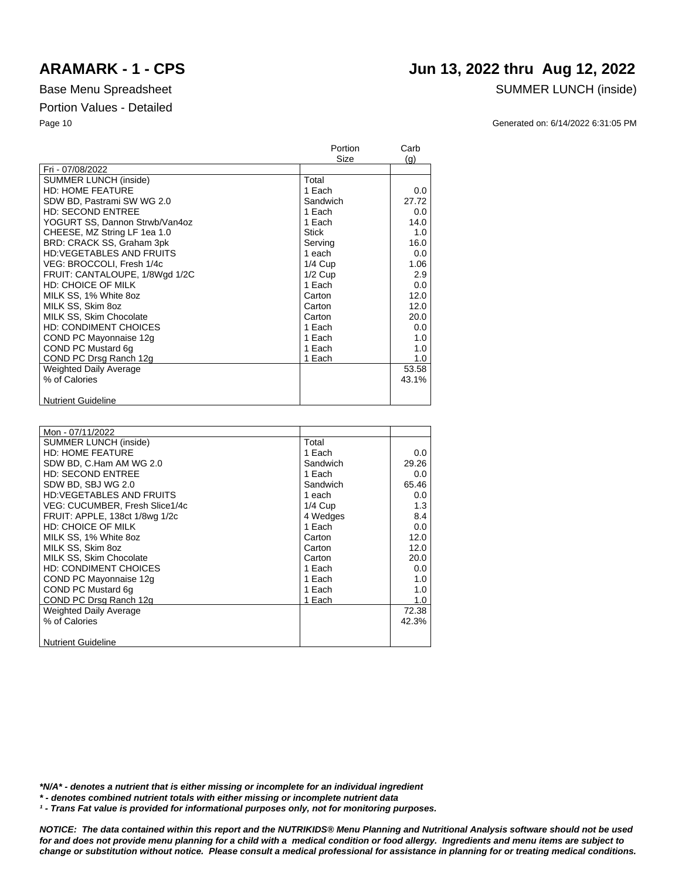# ARAMARK - 1 - CPS

# Jun 13, 2022 thru Aug 12, 2022

Base Menu Spreadsheet

SUMMER LUNCH (inside)

Portion Values - Detailed

Generated on: 6/14/2022 6:31:05 PM

| | Portion Size | Carb (g) |
|---|---|---|
| Fri - 07/08/2022 | | |
| SUMMER LUNCH (inside) | Total | |
| HD: HOME FEATURE | 1 Each | 0.0 |
| SDW BD, Pastrami SW WG 2.0 | Sandwich | 27.72 |
| HD: SECOND ENTREE | 1 Each | 0.0 |
| YOGURT SS, Dannon Strwb/Van4oz | 1 Each | 14.0 |
| CHEESE, MZ String LF 1ea 1.0 | Stick | 1.0 |
| BRD: CRACK SS, Graham 3pk | Serving | 16.0 |
| HD:VEGETABLES AND FRUITS | 1 each | 0.0 |
| VEG: BROCCOLI, Fresh 1/4c | 1/4 Cup | 1.06 |
| FRUIT: CANTALOUPE, 1/8Wgd 1/2C | 1/2 Cup | 2.9 |
| HD: CHOICE OF MILK | 1 Each | 0.0 |
| MILK SS, 1% White 8oz | Carton | 12.0 |
| MILK SS, Skim 8oz | Carton | 12.0 |
| MILK SS, Skim Chocolate | Carton | 20.0 |
| HD: CONDIMENT CHOICES | 1 Each | 0.0 |
| COND PC Mayonnaise 12g | 1 Each | 1.0 |
| COND PC Mustard 6g | 1 Each | 1.0 |
| COND PC Drsg Ranch 12g | 1 Each | 1.0 |
| Weighted Daily Average | | 53.58 |
| % of Calories | | 43.1% |
| Nutrient Guideline | | |

| | Portion Size | Carb (g) |
|---|---|---|
| Mon - 07/11/2022 | | |
| SUMMER LUNCH (inside) | Total | |
| HD: HOME FEATURE | 1 Each | 0.0 |
| SDW BD, C.Ham AM WG 2.0 | Sandwich | 29.26 |
| HD: SECOND ENTREE | 1 Each | 0.0 |
| SDW BD, SBJ WG 2.0 | Sandwich | 65.46 |
| HD:VEGETABLES AND FRUITS | 1 each | 0.0 |
| VEG: CUCUMBER, Fresh Slice1/4c | 1/4 Cup | 1.3 |
| FRUIT: APPLE, 138ct 1/8wg 1/2c | 4 Wedges | 8.4 |
| HD: CHOICE OF MILK | 1 Each | 0.0 |
| MILK SS, 1% White 8oz | Carton | 12.0 |
| MILK SS, Skim 8oz | Carton | 12.0 |
| MILK SS, Skim Chocolate | Carton | 20.0 |
| HD: CONDIMENT CHOICES | 1 Each | 0.0 |
| COND PC Mayonnaise 12g | 1 Each | 1.0 |
| COND PC Mustard 6g | 1 Each | 1.0 |
| COND PC Drsg Ranch 12g | 1 Each | 1.0 |
| Weighted Daily Average | | 72.38 |
| % of Calories | | 42.3% |
| Nutrient Guideline | | |

***N/A* - denotes a nutrient that is either missing or incomplete for an individual ingredient**

***\* - denotes combined nutrient totals with either missing or incomplete nutrient data***

***¹ - Trans Fat value is provided for informational purposes only, not for monitoring purposes.***

***NOTICE: The data contained within this report and the NUTRIKIDS® Menu Planning and Nutritional Analysis software should not be used for and does not provide menu planning for a child with a medical condition or food allergy. Ingredients and menu items are subject to change or substitution without notice. Please consult a medical professional for assistance in planning for or treating medical conditions.***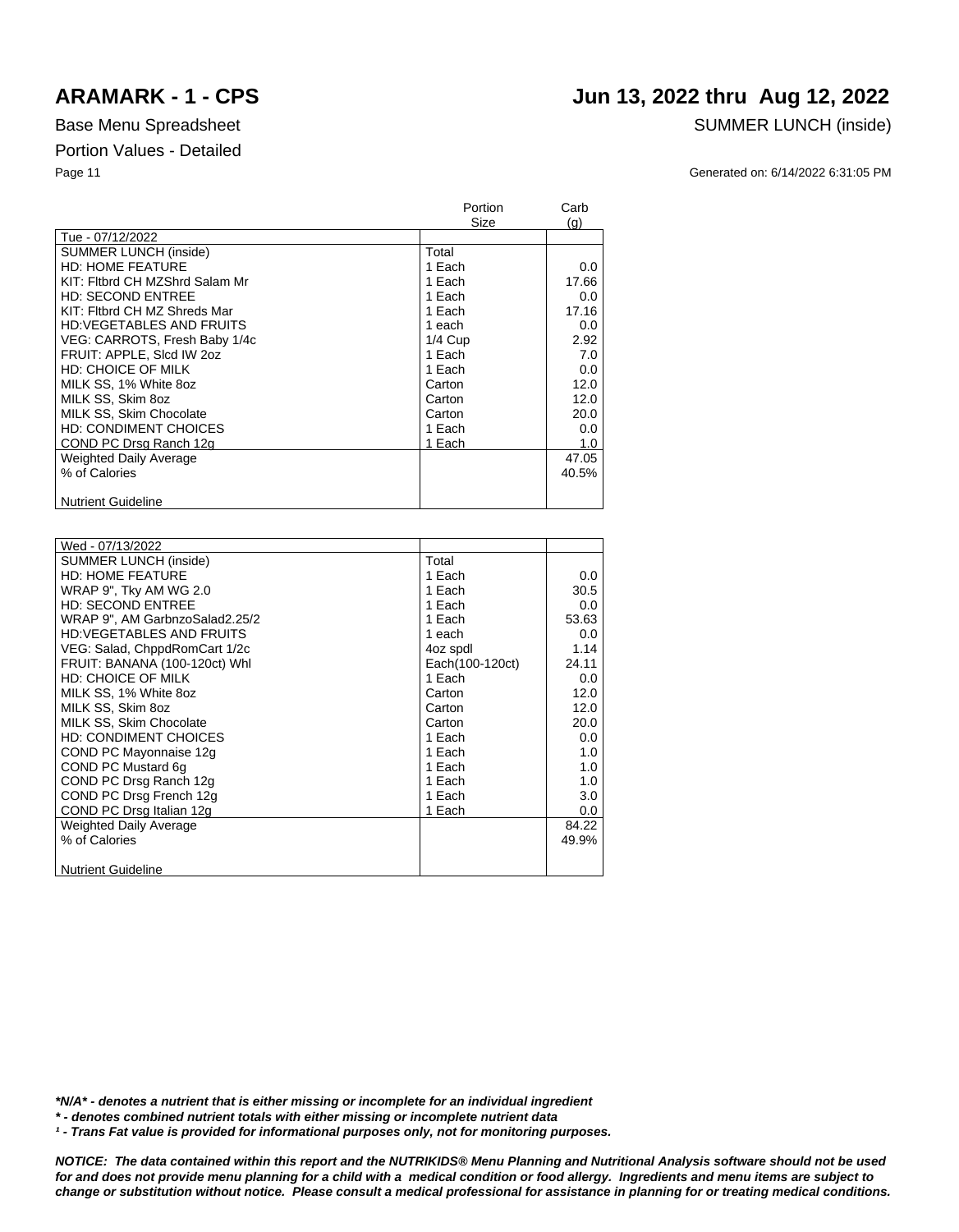# ARAMARK - 1 - CPS

# Jun 13, 2022 thru Aug 12, 2022

Base Menu Spreadsheet

SUMMER LUNCH (inside)

Portion Values - Detailed

Generated on: 6/14/2022 6:31:05 PM

| | Portion Size | Carb (g) |
|---|---|---|
| Tue - 07/12/2022 | | |
| SUMMER LUNCH (inside) | Total | |
| HD: HOME FEATURE | 1 Each | 0.0 |
| KIT: Fltbrd CH MZShrd Salam Mr | 1 Each | 17.66 |
| HD: SECOND ENTREE | 1 Each | 0.0 |
| KIT: Fltbrd CH MZ Shreds Mar | 1 Each | 17.16 |
| HD:VEGETABLES AND FRUITS | 1 each | 0.0 |
| VEG: CARROTS, Fresh Baby 1/4c | 1/4 Cup | 2.92 |
| FRUIT: APPLE, Slcd IW 2oz | 1 Each | 7.0 |
| HD: CHOICE OF MILK | 1 Each | 0.0 |
| MILK SS, 1% White 8oz | Carton | 12.0 |
| MILK SS, Skim 8oz | Carton | 12.0 |
| MILK SS, Skim Chocolate | Carton | 20.0 |
| HD: CONDIMENT CHOICES | 1 Each | 0.0 |
| COND PC Drsg Ranch 12g | 1 Each | 1.0 |
| Weighted Daily Average | | 47.05 |
| % of Calories | | 40.5% |
| Nutrient Guideline | | |

| | Portion Size | Carb (g) |
|---|---|---|
| Wed - 07/13/2022 | | |
| SUMMER LUNCH (inside) | Total | |
| HD: HOME FEATURE | 1 Each | 0.0 |
| WRAP 9", Tky AM WG 2.0 | 1 Each | 30.5 |
| HD: SECOND ENTREE | 1 Each | 0.0 |
| WRAP 9", AM GarbnzoSalad2.25/2 | 1 Each | 53.63 |
| HD:VEGETABLES AND FRUITS | 1 each | 0.0 |
| VEG: Salad, ChppdRomCart 1/2c | 4oz spdl | 1.14 |
| FRUIT: BANANA (100-120ct) Whl | Each(100-120ct) | 24.11 |
| HD: CHOICE OF MILK | 1 Each | 0.0 |
| MILK SS, 1% White 8oz | Carton | 12.0 |
| MILK SS, Skim 8oz | Carton | 12.0 |
| MILK SS, Skim Chocolate | Carton | 20.0 |
| HD: CONDIMENT CHOICES | 1 Each | 0.0 |
| COND PC Mayonnaise 12g | 1 Each | 1.0 |
| COND PC Mustard 6g | 1 Each | 1.0 |
| COND PC Drsg Ranch 12g | 1 Each | 1.0 |
| COND PC Drsg French 12g | 1 Each | 3.0 |
| COND PC Drsg Italian 12g | 1 Each | 0.0 |
| Weighted Daily Average | | 84.22 |
| % of Calories | | 49.9% |
| Nutrient Guideline | | |

***N/A* - denotes a nutrient that is either missing or incomplete for an individual ingredient**

***\* - denotes combined nutrient totals with either missing or incomplete nutrient data***

***¹ - Trans Fat value is provided for informational purposes only, not for monitoring purposes.***

***NOTICE: The data contained within this report and the NUTRIKIDS® Menu Planning and Nutritional Analysis software should not be used for and does not provide menu planning for a child with a medical condition or food allergy. Ingredients and menu items are subject to change or substitution without notice. Please consult a medical professional for assistance in planning for or treating medical conditions.***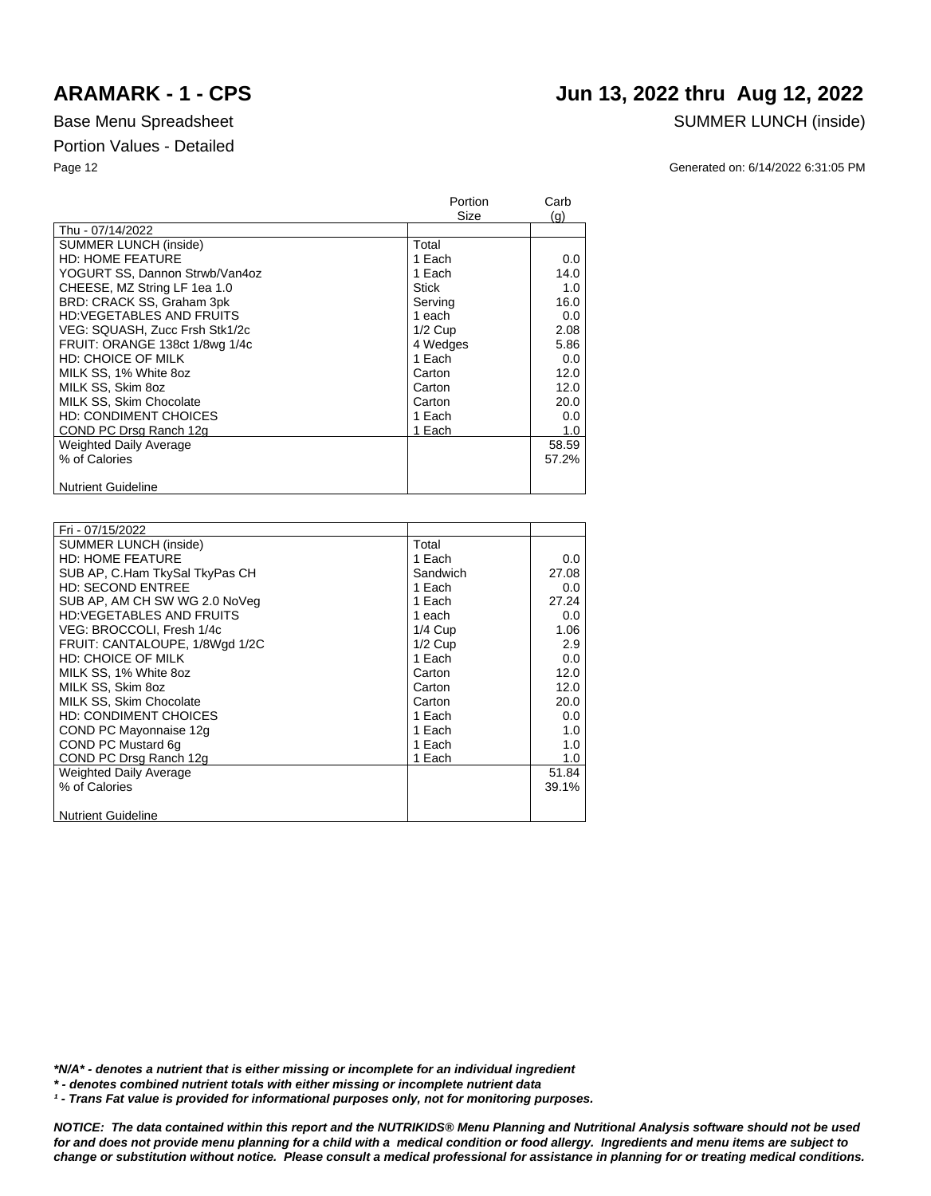# ARAMARK - 1 - CPS

# Jun 13, 2022 thru Aug 12, 2022

Base Menu Spreadsheet

SUMMER LUNCH (inside)

Portion Values - Detailed

Generated on: 6/14/2022 6:31:05 PM

| | Portion Size | Carb (g) |
|---|---|---|
| Thu - 07/14/2022 | | |
| SUMMER LUNCH (inside) | Total | |
| HD: HOME FEATURE | 1 Each | 0.0 |
| YOGURT SS, Dannon Strwb/Van4oz | 1 Each | 14.0 |
| CHEESE, MZ String LF 1ea 1.0 | Stick | 1.0 |
| BRD: CRACK SS, Graham 3pk | Serving | 16.0 |
| HD:VEGETABLES AND FRUITS | 1 each | 0.0 |
| VEG: SQUASH, Zucc Frsh Stk1/2c | 1/2 Cup | 2.08 |
| FRUIT: ORANGE 138ct 1/8wg 1/4c | 4 Wedges | 5.86 |
| HD: CHOICE OF MILK | 1 Each | 0.0 |
| MILK SS, 1% White 8oz | Carton | 12.0 |
| MILK SS, Skim 8oz | Carton | 12.0 |
| MILK SS, Skim Chocolate | Carton | 20.0 |
| HD: CONDIMENT CHOICES | 1 Each | 0.0 |
| COND PC Drsg Ranch 12g | 1 Each | 1.0 |
| Weighted Daily Average | | 58.59 |
| % of Calories | | 57.2% |
| Nutrient Guideline | | |

| | Portion Size | Carb (g) |
|---|---|---|
| Fri - 07/15/2022 | | |
| SUMMER LUNCH (inside) | Total | |
| HD: HOME FEATURE | 1 Each | 0.0 |
| SUB AP, C.Ham TkySal TkyPas CH | Sandwich | 27.08 |
| HD: SECOND ENTREE | 1 Each | 0.0 |
| SUB AP, AM CH SW WG 2.0 NoVeg | 1 Each | 27.24 |
| HD:VEGETABLES AND FRUITS | 1 each | 0.0 |
| VEG: BROCCOLI, Fresh 1/4c | 1/4 Cup | 1.06 |
| FRUIT: CANTALOUPE, 1/8Wgd 1/2C | 1/2 Cup | 2.9 |
| HD: CHOICE OF MILK | 1 Each | 0.0 |
| MILK SS, 1% White 8oz | Carton | 12.0 |
| MILK SS, Skim 8oz | Carton | 12.0 |
| MILK SS, Skim Chocolate | Carton | 20.0 |
| HD: CONDIMENT CHOICES | 1 Each | 0.0 |
| COND PC Mayonnaise 12g | 1 Each | 1.0 |
| COND PC Mustard 6g | 1 Each | 1.0 |
| COND PC Drsg Ranch 12g | 1 Each | 1.0 |
| Weighted Daily Average | | 51.84 |
| % of Calories | | 39.1% |
| Nutrient Guideline | | |

***N/A* - denotes a nutrient that is either missing or incomplete for an individual ingredient**

*** - denotes combined nutrient totals with either missing or incomplete nutrient data**

***¹ - Trans Fat value is provided for informational purposes only, not for monitoring purposes.***

***NOTICE: The data contained within this report and the NUTRIKIDS® Menu Planning and Nutritional Analysis software should not be used for and does not provide menu planning for a child with a medical condition or food allergy. Ingredients and menu items are subject to change or substitution without notice. Please consult a medical professional for assistance in planning for or treating medical conditions.***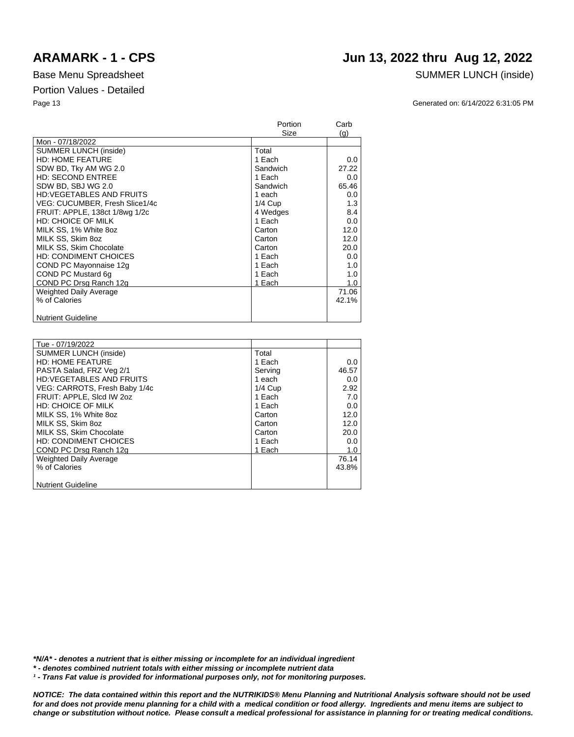# ARAMARK - 1 - CPS

# Jun 13, 2022 thru Aug 12, 2022

Base Menu Spreadsheet

SUMMER LUNCH (inside)

Portion Values - Detailed

Generated on: 6/14/2022 6:31:05 PM

| | Portion Size | Carb (g) |
|---|---|---|
| Mon - 07/18/2022 | | |
| SUMMER LUNCH (inside) | Total | |
| HD: HOME FEATURE | 1 Each | 0.0 |
| SDW BD, Tky AM WG 2.0 | Sandwich | 27.22 |
| HD: SECOND ENTREE | 1 Each | 0.0 |
| SDW BD, SBJ WG 2.0 | Sandwich | 65.46 |
| HD:VEGETABLES AND FRUITS | 1 each | 0.0 |
| VEG: CUCUMBER, Fresh Slice1/4c | 1/4 Cup | 1.3 |
| FRUIT: APPLE, 138ct 1/8wg 1/2c | 4 Wedges | 8.4 |
| HD: CHOICE OF MILK | 1 Each | 0.0 |
| MILK SS, 1% White 8oz | Carton | 12.0 |
| MILK SS, Skim 8oz | Carton | 12.0 |
| MILK SS, Skim Chocolate | Carton | 20.0 |
| HD: CONDIMENT CHOICES | 1 Each | 0.0 |
| COND PC Mayonnaise 12g | 1 Each | 1.0 |
| COND PC Mustard 6g | 1 Each | 1.0 |
| COND PC Drsg Ranch 12g | 1 Each | 1.0 |
| Weighted Daily Average | | 71.06 |
| % of Calories | | 42.1% |
| Nutrient Guideline | | |

| | Portion Size | Carb (g) |
|---|---|---|
| Tue - 07/19/2022 | | |
| SUMMER LUNCH (inside) | Total | |
| HD: HOME FEATURE | 1 Each | 0.0 |
| PASTA Salad, FRZ Veg 2/1 | Serving | 46.57 |
| HD:VEGETABLES AND FRUITS | 1 each | 0.0 |
| VEG: CARROTS, Fresh Baby 1/4c | 1/4 Cup | 2.92 |
| FRUIT: APPLE, Slcd IW 2oz | 1 Each | 7.0 |
| HD: CHOICE OF MILK | 1 Each | 0.0 |
| MILK SS, 1% White 8oz | Carton | 12.0 |
| MILK SS, Skim 8oz | Carton | 12.0 |
| MILK SS, Skim Chocolate | Carton | 20.0 |
| HD: CONDIMENT CHOICES | 1 Each | 0.0 |
| COND PC Drsg Ranch 12g | 1 Each | 1.0 |
| Weighted Daily Average | | 76.14 |
| % of Calories | | 43.8% |
| Nutrient Guideline | | |

***N/A* - denotes a nutrient that is either missing or incomplete for an individual ingredient**

*** - denotes combined nutrient totals with either missing or incomplete nutrient data**

***¹ - Trans Fat value is provided for informational purposes only, not for monitoring purposes.***

***NOTICE: The data contained within this report and the NUTRIKIDS® Menu Planning and Nutritional Analysis software should not be used for and does not provide menu planning for a child with a medical condition or food allergy. Ingredients and menu items are subject to change or substitution without notice. Please consult a medical professional for assistance in planning for or treating medical conditions.***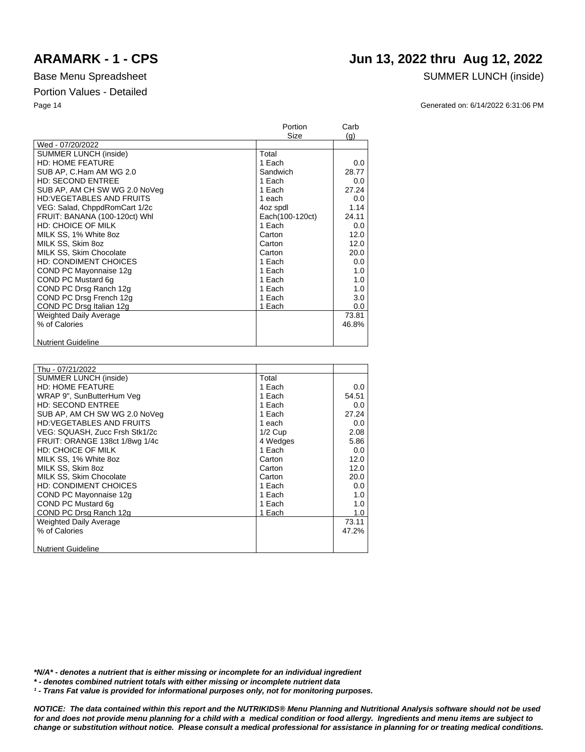# ARAMARK - 1 - CPS

# Jun 13, 2022 thru Aug 12, 2022

Base Menu Spreadsheet

SUMMER LUNCH (inside)

Portion Values - Detailed

Generated on: 6/14/2022 6:31:06 PM

| | Portion Size | Carb (g) |
|---|---|---|
| Wed - 07/20/2022 | | |
| SUMMER LUNCH (inside) | Total | |
| HD: HOME FEATURE | 1 Each | 0.0 |
| SUB AP, C.Ham AM WG 2.0 | Sandwich | 28.77 |
| HD: SECOND ENTREE | 1 Each | 0.0 |
| SUB AP, AM CH SW WG 2.0 NoVeg | 1 Each | 27.24 |
| HD:VEGETABLES AND FRUITS | 1 each | 0.0 |
| VEG: Salad, ChppdRomCart 1/2c | 4oz spdl | 1.14 |
| FRUIT: BANANA (100-120ct) Whl | Each(100-120ct) | 24.11 |
| HD: CHOICE OF MILK | 1 Each | 0.0 |
| MILK SS, 1% White 8oz | Carton | 12.0 |
| MILK SS, Skim 8oz | Carton | 12.0 |
| MILK SS, Skim Chocolate | Carton | 20.0 |
| HD: CONDIMENT CHOICES | 1 Each | 0.0 |
| COND PC Mayonnaise 12g | 1 Each | 1.0 |
| COND PC Mustard 6g | 1 Each | 1.0 |
| COND PC Drsg Ranch 12g | 1 Each | 1.0 |
| COND PC Drsg French 12g | 1 Each | 3.0 |
| COND PC Drsg Italian 12g | 1 Each | 0.0 |
| Weighted Daily Average | | 73.81 |
| % of Calories | | 46.8% |
| Nutrient Guideline | | |

| | Portion Size | Carb (g) |
|---|---|---|
| Thu - 07/21/2022 | | |
| SUMMER LUNCH (inside) | Total | |
| HD: HOME FEATURE | 1 Each | 0.0 |
| WRAP 9", SunButterHum Veg | 1 Each | 54.51 |
| HD: SECOND ENTREE | 1 Each | 0.0 |
| SUB AP, AM CH SW WG 2.0 NoVeg | 1 Each | 27.24 |
| HD:VEGETABLES AND FRUITS | 1 each | 0.0 |
| VEG: SQUASH, Zucc Frsh Stk1/2c | 1/2 Cup | 2.08 |
| FRUIT: ORANGE 138ct 1/8wg 1/4c | 4 Wedges | 5.86 |
| HD: CHOICE OF MILK | 1 Each | 0.0 |
| MILK SS, 1% White 8oz | Carton | 12.0 |
| MILK SS, Skim 8oz | Carton | 12.0 |
| MILK SS, Skim Chocolate | Carton | 20.0 |
| HD: CONDIMENT CHOICES | 1 Each | 0.0 |
| COND PC Mayonnaise 12g | 1 Each | 1.0 |
| COND PC Mustard 6g | 1 Each | 1.0 |
| COND PC Drsg Ranch 12g | 1 Each | 1.0 |
| Weighted Daily Average | | 73.11 |
| % of Calories | | 47.2% |
| Nutrient Guideline | | |

***N/A* - denotes a nutrient that is either missing or incomplete for an individual ingredient**

***\* - denotes combined nutrient totals with either missing or incomplete nutrient data***

***¹ - Trans Fat value is provided for informational purposes only, not for monitoring purposes.***

***NOTICE: The data contained within this report and the NUTRIKIDS® Menu Planning and Nutritional Analysis software should not be used for and does not provide menu planning for a child with a medical condition or food allergy. Ingredients and menu items are subject to change or substitution without notice. Please consult a medical professional for assistance in planning for or treating medical conditions.***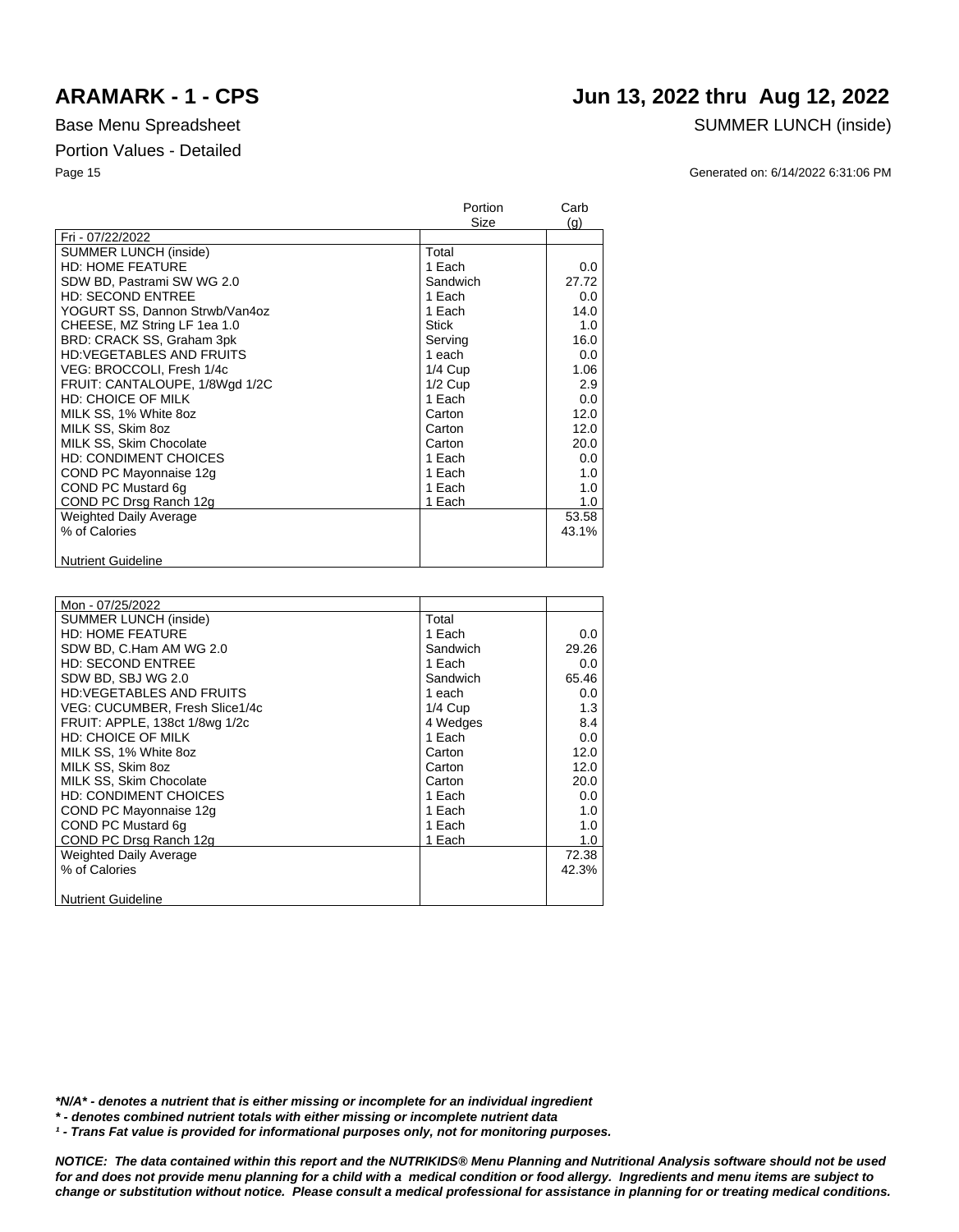# ARAMARK - 1 - CPS

## Jun 13, 2022 thru Aug 12, 2022

Base Menu Spreadsheet

SUMMER LUNCH (inside)

Portion Values - Detailed

Generated on: 6/14/2022 6:31:06 PM

| | Portion Size | Carb (g) |
|---|---|---|
| Fri - 07/22/2022 | | |
| SUMMER LUNCH (inside) | Total | |
| HD: HOME FEATURE | 1 Each | 0.0 |
| SDW BD, Pastrami SW WG 2.0 | Sandwich | 27.72 |
| HD: SECOND ENTREE | 1 Each | 0.0 |
| YOGURT SS, Dannon Strwb/Van4oz | 1 Each | 14.0 |
| CHEESE, MZ String LF 1ea 1.0 | Stick | 1.0 |
| BRD: CRACK SS, Graham 3pk | Serving | 16.0 |
| HD:VEGETABLES AND FRUITS | 1 each | 0.0 |
| VEG: BROCCOLI, Fresh 1/4c | 1/4 Cup | 1.06 |
| FRUIT: CANTALOUPE, 1/8Wgd 1/2C | 1/2 Cup | 2.9 |
| HD: CHOICE OF MILK | 1 Each | 0.0 |
| MILK SS, 1% White 8oz | Carton | 12.0 |
| MILK SS, Skim 8oz | Carton | 12.0 |
| MILK SS, Skim Chocolate | Carton | 20.0 |
| HD: CONDIMENT CHOICES | 1 Each | 0.0 |
| COND PC Mayonnaise 12g | 1 Each | 1.0 |
| COND PC Mustard 6g | 1 Each | 1.0 |
| COND PC Drsg Ranch 12g | 1 Each | 1.0 |
| Weighted Daily Average | | 53.58 |
| % of Calories | | 43.1% |
| Nutrient Guideline | | |

| | Portion Size | Carb (g) |
|---|---|---|
| Mon - 07/25/2022 | | |
| SUMMER LUNCH (inside) | Total | |
| HD: HOME FEATURE | 1 Each | 0.0 |
| SDW BD, C.Ham AM WG 2.0 | Sandwich | 29.26 |
| HD: SECOND ENTREE | 1 Each | 0.0 |
| SDW BD, SBJ WG 2.0 | Sandwich | 65.46 |
| HD:VEGETABLES AND FRUITS | 1 each | 0.0 |
| VEG: CUCUMBER, Fresh Slice1/4c | 1/4 Cup | 1.3 |
| FRUIT: APPLE, 138ct 1/8wg 1/2c | 4 Wedges | 8.4 |
| HD: CHOICE OF MILK | 1 Each | 0.0 |
| MILK SS, 1% White 8oz | Carton | 12.0 |
| MILK SS, Skim 8oz | Carton | 12.0 |
| MILK SS, Skim Chocolate | Carton | 20.0 |
| HD: CONDIMENT CHOICES | 1 Each | 0.0 |
| COND PC Mayonnaise 12g | 1 Each | 1.0 |
| COND PC Mustard 6g | 1 Each | 1.0 |
| COND PC Drsg Ranch 12g | 1 Each | 1.0 |
| Weighted Daily Average | | 72.38 |
| % of Calories | | 42.3% |
| Nutrient Guideline | | |

***N/A* - denotes a nutrient that is either missing or incomplete for an individual ingredient**

*** - denotes combined nutrient totals with either missing or incomplete nutrient data**

**¹ - Trans Fat value is provided for informational purposes only, not for monitoring purposes.**

***NOTICE: The data contained within this report and the NUTRIKIDS® Menu Planning and Nutritional Analysis software should not be used for and does not provide menu planning for a child with a medical condition or food allergy. Ingredients and menu items are subject to change or substitution without notice. Please consult a medical professional for assistance in planning for or treating medical conditions.***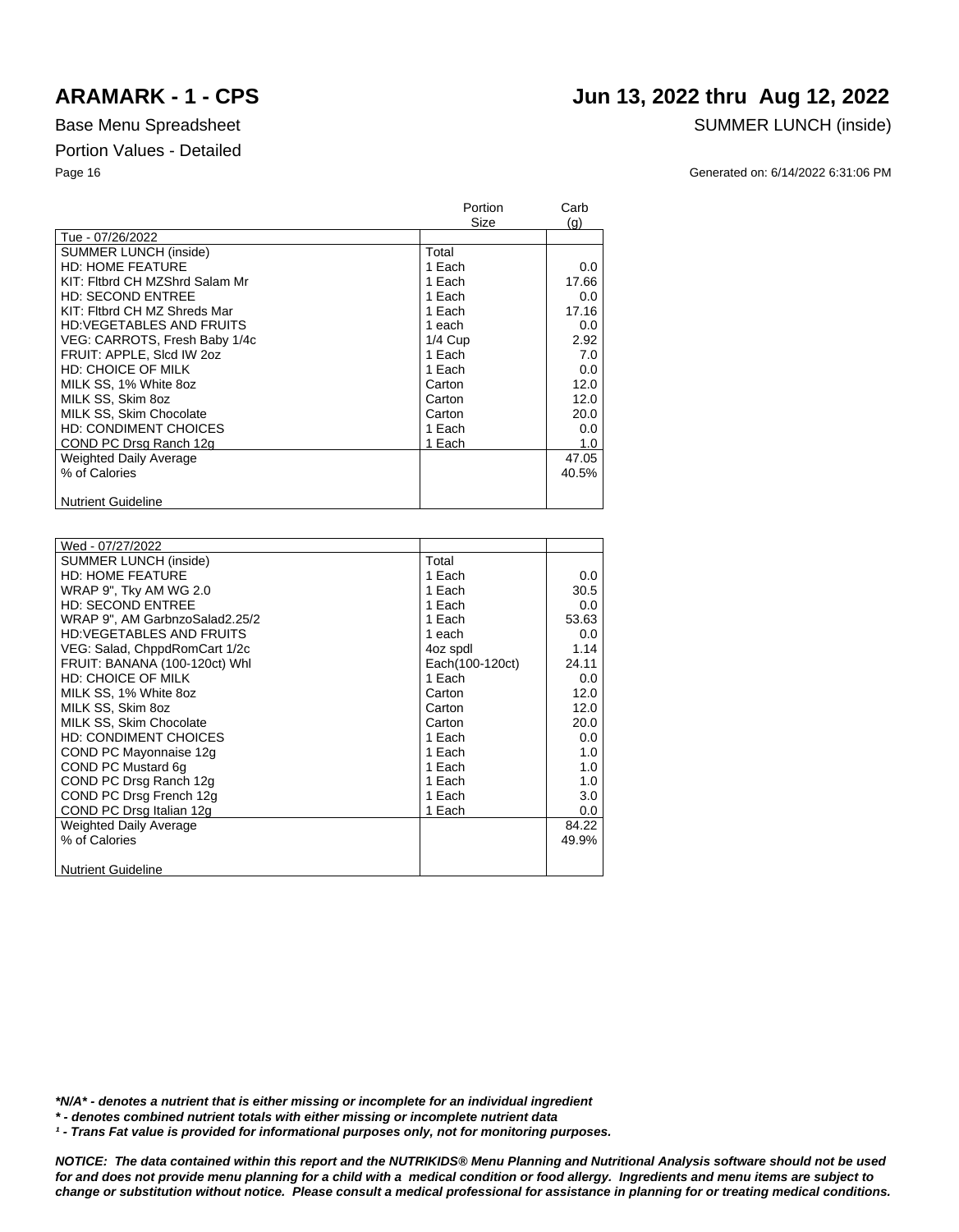# ARAMARK - 1 - CPS

## Jun 13, 2022 thru Aug 12, 2022

Base Menu Spreadsheet

SUMMER LUNCH (inside)

Portion Values - Detailed

Generated on: 6/14/2022 6:31:06 PM

| | Portion Size | Carb (g) |
|---|---|---|
| Tue - 07/26/2022 | | |
| SUMMER LUNCH (inside) | Total | |
| HD: HOME FEATURE | 1 Each | 0.0 |
| KIT: Fltbrd CH MZShrd Salam Mr | 1 Each | 17.66 |
| HD: SECOND ENTREE | 1 Each | 0.0 |
| KIT: Fltbrd CH MZ Shreds Mar | 1 Each | 17.16 |
| HD:VEGETABLES AND FRUITS | 1 each | 0.0 |
| VEG: CARROTS, Fresh Baby 1/4c | 1/4 Cup | 2.92 |
| FRUIT: APPLE, Slcd IW 2oz | 1 Each | 7.0 |
| HD: CHOICE OF MILK | 1 Each | 0.0 |
| MILK SS, 1% White 8oz | Carton | 12.0 |
| MILK SS, Skim 8oz | Carton | 12.0 |
| MILK SS, Skim Chocolate | Carton | 20.0 |
| HD: CONDIMENT CHOICES | 1 Each | 0.0 |
| COND PC Drsg Ranch 12g | 1 Each | 1.0 |
| Weighted Daily Average | | 47.05 |
| % of Calories | | 40.5% |
| Nutrient Guideline | | |

| | Portion Size | Carb (g) |
|---|---|---|
| Wed - 07/27/2022 | | |
| SUMMER LUNCH (inside) | Total | |
| HD: HOME FEATURE | 1 Each | 0.0 |
| WRAP 9", Tky AM WG 2.0 | 1 Each | 30.5 |
| HD: SECOND ENTREE | 1 Each | 0.0 |
| WRAP 9", AM GarbnzoSalad2.25/2 | 1 Each | 53.63 |
| HD:VEGETABLES AND FRUITS | 1 each | 0.0 |
| VEG: Salad, ChppdRomCart 1/2c | 4oz spdl | 1.14 |
| FRUIT: BANANA (100-120ct) Whl | Each(100-120ct) | 24.11 |
| HD: CHOICE OF MILK | 1 Each | 0.0 |
| MILK SS, 1% White 8oz | Carton | 12.0 |
| MILK SS, Skim 8oz | Carton | 12.0 |
| MILK SS, Skim Chocolate | Carton | 20.0 |
| HD: CONDIMENT CHOICES | 1 Each | 0.0 |
| COND PC Mayonnaise 12g | 1 Each | 1.0 |
| COND PC Mustard 6g | 1 Each | 1.0 |
| COND PC Drsg Ranch 12g | 1 Each | 1.0 |
| COND PC Drsg French 12g | 1 Each | 3.0 |
| COND PC Drsg Italian 12g | 1 Each | 0.0 |
| Weighted Daily Average | | 84.22 |
| % of Calories | | 49.9% |
| Nutrient Guideline | | |

***N/A* - denotes a nutrient that is either missing or incomplete for an individual ingredient**

*** - denotes combined nutrient totals with either missing or incomplete nutrient data**

***¹ - Trans Fat value is provided for informational purposes only, not for monitoring purposes.***

***NOTICE: The data contained within this report and the NUTRIKIDS® Menu Planning and Nutritional Analysis software should not be used for and does not provide menu planning for a child with a medical condition or food allergy. Ingredients and menu items are subject to change or substitution without notice. Please consult a medical professional for assistance in planning for or treating medical conditions.***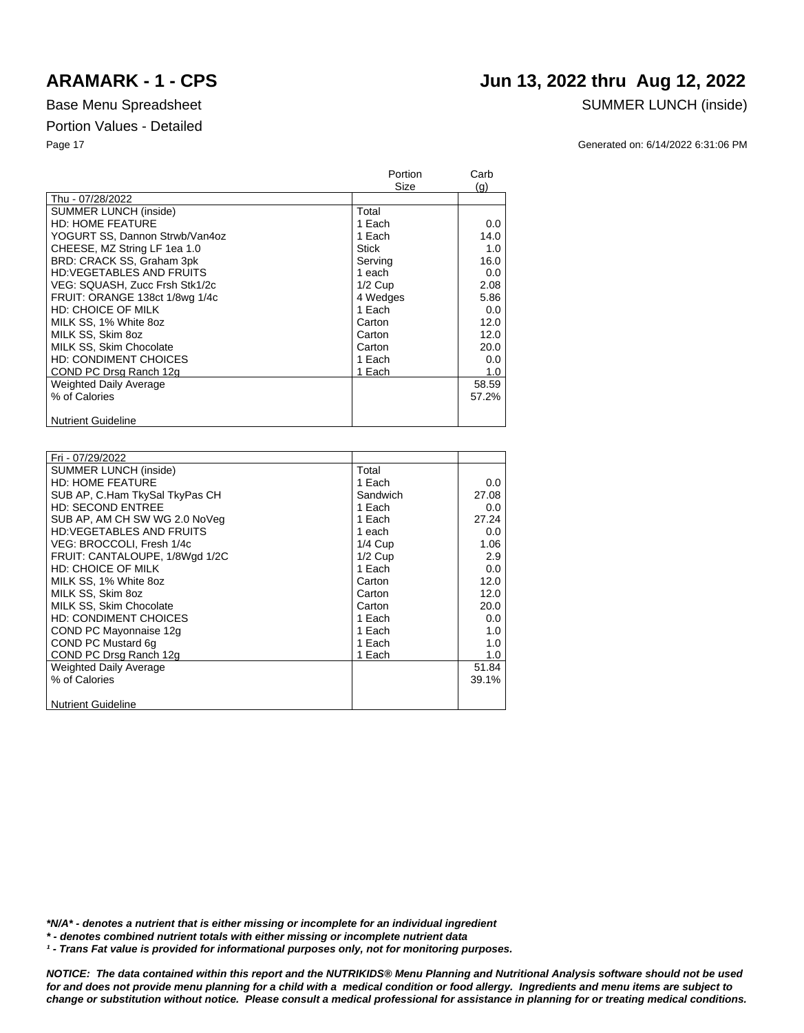# ARAMARK - 1 - CPS

# Jun 13, 2022 thru Aug 12, 2022

Base Menu Spreadsheet

SUMMER LUNCH (inside)

Portion Values - Detailed

Generated on: 6/14/2022 6:31:06 PM

| | Portion Size | Carb (g) |
|---|---|---|
| Thu - 07/28/2022 | | |
| SUMMER LUNCH (inside) | Total | |
| HD: HOME FEATURE | 1 Each | 0.0 |
| YOGURT SS, Dannon Strwb/Van4oz | 1 Each | 14.0 |
| CHEESE, MZ String LF 1ea 1.0 | Stick | 1.0 |
| BRD: CRACK SS, Graham 3pk | Serving | 16.0 |
| HD:VEGETABLES AND FRUITS | 1 each | 0.0 |
| VEG: SQUASH, Zucc Frsh Stk1/2c | 1/2 Cup | 2.08 |
| FRUIT: ORANGE 138ct 1/8wg 1/4c | 4 Wedges | 5.86 |
| HD: CHOICE OF MILK | 1 Each | 0.0 |
| MILK SS, 1% White 8oz | Carton | 12.0 |
| MILK SS, Skim 8oz | Carton | 12.0 |
| MILK SS, Skim Chocolate | Carton | 20.0 |
| HD: CONDIMENT CHOICES | 1 Each | 0.0 |
| COND PC Drsg Ranch 12g | 1 Each | 1.0 |
| Weighted Daily Average | | 58.59 |
| % of Calories | | 57.2% |
| Nutrient Guideline | | |

| | Portion Size | Carb (g) |
|---|---|---|
| Fri - 07/29/2022 | | |
| SUMMER LUNCH (inside) | Total | |
| HD: HOME FEATURE | 1 Each | 0.0 |
| SUB AP, C.Ham TkySal TkyPas CH | Sandwich | 27.08 |
| HD: SECOND ENTREE | 1 Each | 0.0 |
| SUB AP, AM CH SW WG 2.0 NoVeg | 1 Each | 27.24 |
| HD:VEGETABLES AND FRUITS | 1 each | 0.0 |
| VEG: BROCCOLI, Fresh 1/4c | 1/4 Cup | 1.06 |
| FRUIT: CANTALOUPE, 1/8Wgd 1/2C | 1/2 Cup | 2.9 |
| HD: CHOICE OF MILK | 1 Each | 0.0 |
| MILK SS, 1% White 8oz | Carton | 12.0 |
| MILK SS, Skim 8oz | Carton | 12.0 |
| MILK SS, Skim Chocolate | Carton | 20.0 |
| HD: CONDIMENT CHOICES | 1 Each | 0.0 |
| COND PC Mayonnaise 12g | 1 Each | 1.0 |
| COND PC Mustard 6g | 1 Each | 1.0 |
| COND PC Drsg Ranch 12g | 1 Each | 1.0 |
| Weighted Daily Average | | 51.84 |
| % of Calories | | 39.1% |
| Nutrient Guideline | | |

***N/A* - denotes a nutrient that is either missing or incomplete for an individual ingredient**

*** - denotes combined nutrient totals with either missing or incomplete nutrient data**

***¹ - Trans Fat value is provided for informational purposes only, not for monitoring purposes.***

***NOTICE: The data contained within this report and the NUTRIKIDS® Menu Planning and Nutritional Analysis software should not be used for and does not provide menu planning for a child with a medical condition or food allergy. Ingredients and menu items are subject to change or substitution without notice. Please consult a medical professional for assistance in planning for or treating medical conditions.***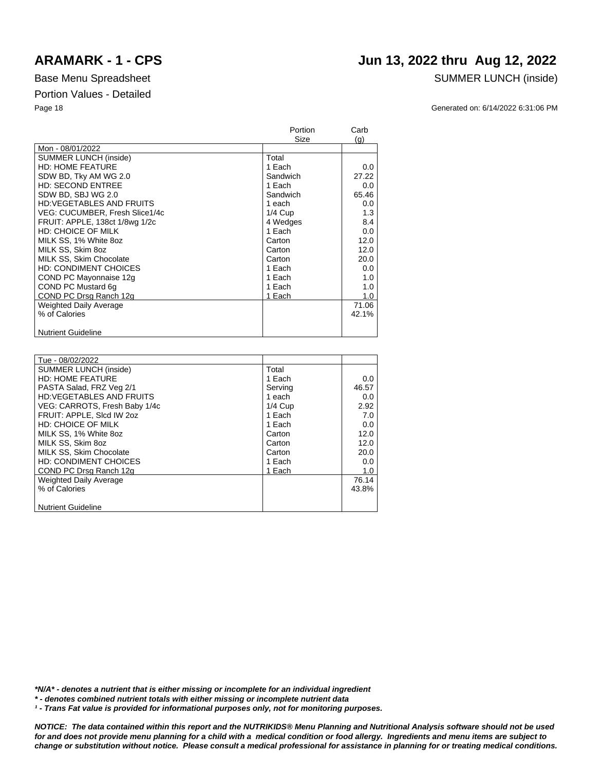# ARAMARK - 1 - CPS

# Jun 13, 2022 thru Aug 12, 2022

Base Menu Spreadsheet

SUMMER LUNCH (inside)

Portion Values - Detailed

Generated on: 6/14/2022 6:31:06 PM

| | Portion Size | Carb (g) |
|---|---|---|
| Mon - 08/01/2022 | | |
| SUMMER LUNCH (inside) | Total | |
| HD: HOME FEATURE | 1 Each | 0.0 |
| SDW BD, Tky AM WG 2.0 | Sandwich | 27.22 |
| HD: SECOND ENTREE | 1 Each | 0.0 |
| SDW BD, SBJ WG 2.0 | Sandwich | 65.46 |
| HD:VEGETABLES AND FRUITS | 1 each | 0.0 |
| VEG: CUCUMBER, Fresh Slice1/4c | 1/4 Cup | 1.3 |
| FRUIT: APPLE, 138ct 1/8wg 1/2c | 4 Wedges | 8.4 |
| HD: CHOICE OF MILK | 1 Each | 0.0 |
| MILK SS, 1% White 8oz | Carton | 12.0 |
| MILK SS, Skim 8oz | Carton | 12.0 |
| MILK SS, Skim Chocolate | Carton | 20.0 |
| HD: CONDIMENT CHOICES | 1 Each | 0.0 |
| COND PC Mayonnaise 12g | 1 Each | 1.0 |
| COND PC Mustard 6g | 1 Each | 1.0 |
| COND PC Drsg Ranch 12g | 1 Each | 1.0 |
| Weighted Daily Average | | 71.06 |
| % of Calories | | 42.1% |
| Nutrient Guideline | | |

| | Portion Size | Carb (g) |
|---|---|---|
| Tue - 08/02/2022 | | |
| SUMMER LUNCH (inside) | Total | |
| HD: HOME FEATURE | 1 Each | 0.0 |
| PASTA Salad, FRZ Veg 2/1 | Serving | 46.57 |
| HD:VEGETABLES AND FRUITS | 1 each | 0.0 |
| VEG: CARROTS, Fresh Baby 1/4c | 1/4 Cup | 2.92 |
| FRUIT: APPLE, Slcd IW 2oz | 1 Each | 7.0 |
| HD: CHOICE OF MILK | 1 Each | 0.0 |
| MILK SS, 1% White 8oz | Carton | 12.0 |
| MILK SS, Skim 8oz | Carton | 12.0 |
| MILK SS, Skim Chocolate | Carton | 20.0 |
| HD: CONDIMENT CHOICES | 1 Each | 0.0 |
| COND PC Drsg Ranch 12g | 1 Each | 1.0 |
| Weighted Daily Average | | 76.14 |
| % of Calories | | 43.8% |
| Nutrient Guideline | | |

***N/A* - denotes a nutrient that is either missing or incomplete for an individual ingredient**

***\* - denotes combined nutrient totals with either missing or incomplete nutrient data***

***¹ - Trans Fat value is provided for informational purposes only, not for monitoring purposes.***

***NOTICE: The data contained within this report and the NUTRIKIDS® Menu Planning and Nutritional Analysis software should not be used for and does not provide menu planning for a child with a medical condition or food allergy. Ingredients and menu items are subject to change or substitution without notice. Please consult a medical professional for assistance in planning for or treating medical conditions.***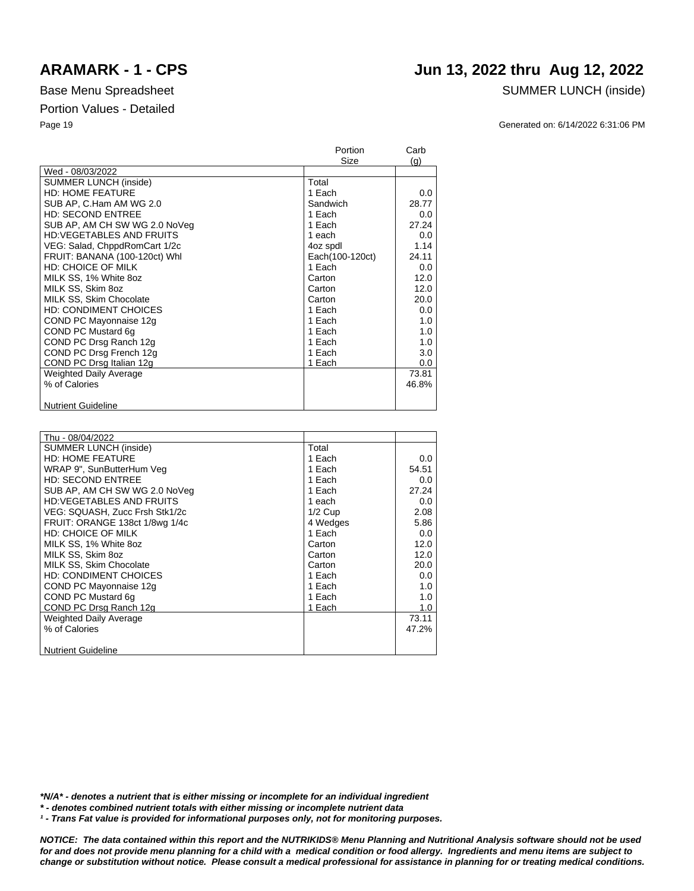# ARAMARK - 1 - CPS

## Jun 13, 2022 thru Aug 12, 2022

Base Menu Spreadsheet

SUMMER LUNCH (inside)

Portion Values - Detailed

Generated on: 6/14/2022 6:31:06 PM

| | Portion Size | Carb (g) |
|---|---|---|
| Wed - 08/03/2022 | | |
| SUMMER LUNCH (inside) | Total | |
| HD: HOME FEATURE | 1 Each | 0.0 |
| SUB AP, C.Ham AM WG 2.0 | Sandwich | 28.77 |
| HD: SECOND ENTREE | 1 Each | 0.0 |
| SUB AP, AM CH SW WG 2.0 NoVeg | 1 Each | 27.24 |
| HD:VEGETABLES AND FRUITS | 1 each | 0.0 |
| VEG: Salad, ChppdRomCart 1/2c | 4oz spdl | 1.14 |
| FRUIT: BANANA (100-120ct) Whl | Each(100-120ct) | 24.11 |
| HD: CHOICE OF MILK | 1 Each | 0.0 |
| MILK SS, 1% White 8oz | Carton | 12.0 |
| MILK SS, Skim 8oz | Carton | 12.0 |
| MILK SS, Skim Chocolate | Carton | 20.0 |
| HD: CONDIMENT CHOICES | 1 Each | 0.0 |
| COND PC Mayonnaise 12g | 1 Each | 1.0 |
| COND PC Mustard 6g | 1 Each | 1.0 |
| COND PC Drsg Ranch 12g | 1 Each | 1.0 |
| COND PC Drsg French 12g | 1 Each | 3.0 |
| COND PC Drsg Italian 12g | 1 Each | 0.0 |
| Weighted Daily Average | | 73.81 |
| % of Calories | | 46.8% |
| Nutrient Guideline | | |

| | Portion Size | Carb (g) |
|---|---|---|
| Thu - 08/04/2022 | | |
| SUMMER LUNCH (inside) | Total | |
| HD: HOME FEATURE | 1 Each | 0.0 |
| WRAP 9", SunButterHum Veg | 1 Each | 54.51 |
| HD: SECOND ENTREE | 1 Each | 0.0 |
| SUB AP, AM CH SW WG 2.0 NoVeg | 1 Each | 27.24 |
| HD:VEGETABLES AND FRUITS | 1 each | 0.0 |
| VEG: SQUASH, Zucc Frsh Stk1/2c | 1/2 Cup | 2.08 |
| FRUIT: ORANGE 138ct 1/8wg 1/4c | 4 Wedges | 5.86 |
| HD: CHOICE OF MILK | 1 Each | 0.0 |
| MILK SS, 1% White 8oz | Carton | 12.0 |
| MILK SS, Skim 8oz | Carton | 12.0 |
| MILK SS, Skim Chocolate | Carton | 20.0 |
| HD: CONDIMENT CHOICES | 1 Each | 0.0 |
| COND PC Mayonnaise 12g | 1 Each | 1.0 |
| COND PC Mustard 6g | 1 Each | 1.0 |
| COND PC Drsg Ranch 12g | 1 Each | 1.0 |
| Weighted Daily Average | | 73.11 |
| % of Calories | | 47.2% |
| Nutrient Guideline | | |

***N/A* - denotes a nutrient that is either missing or incomplete for an individual ingredient**

*** - denotes combined nutrient totals with either missing or incomplete nutrient data**

***¹ - Trans Fat value is provided for informational purposes only, not for monitoring purposes.***

***NOTICE: The data contained within this report and the NUTRIKIDS® Menu Planning and Nutritional Analysis software should not be used for and does not provide menu planning for a child with a medical condition or food allergy. Ingredients and menu items are subject to change or substitution without notice. Please consult a medical professional for assistance in planning for or treating medical conditions.***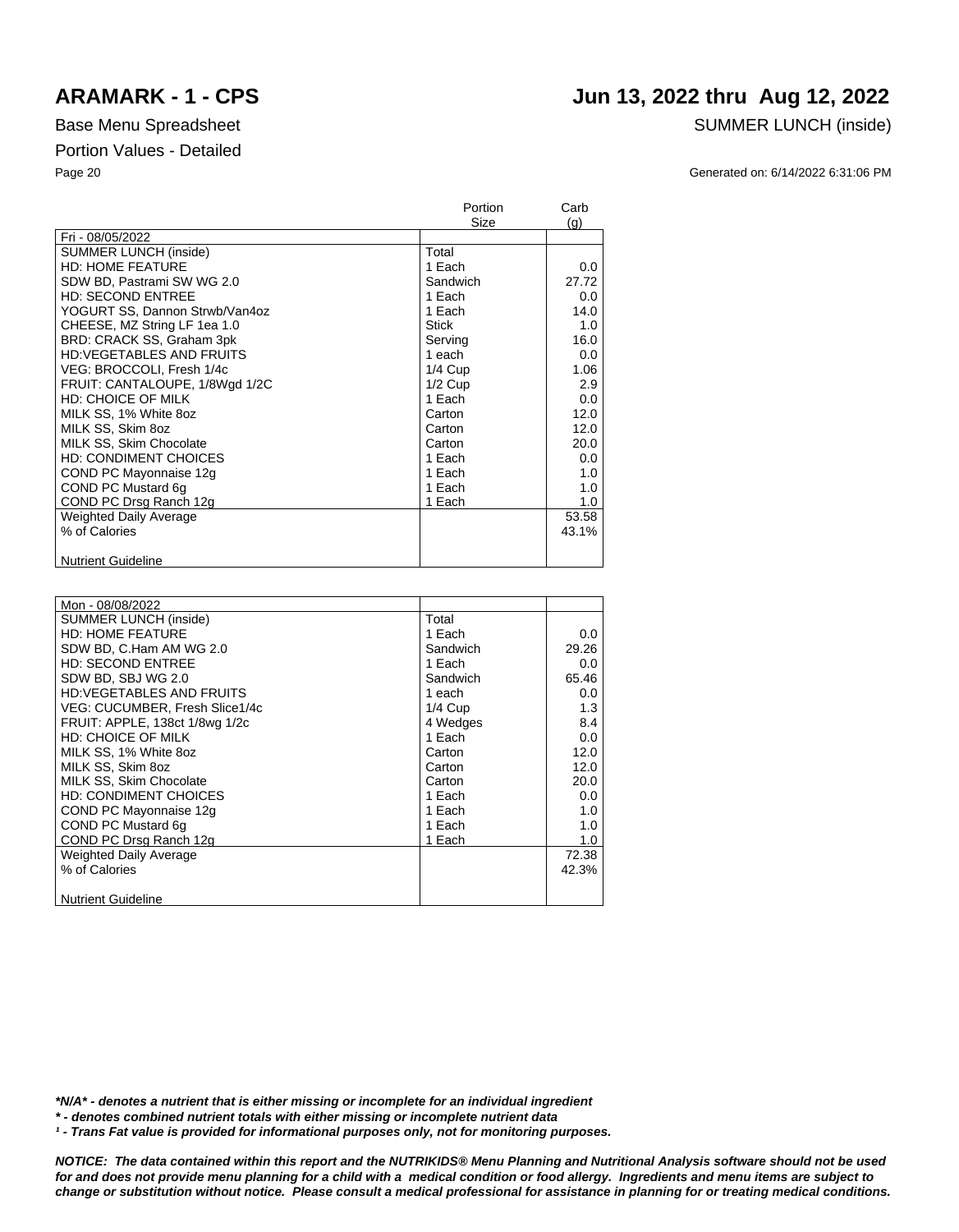# ARAMARK - 1 - CPS

# Jun 13, 2022 thru Aug 12, 2022

Base Menu Spreadsheet

SUMMER LUNCH (inside)

Portion Values - Detailed

Generated on: 6/14/2022 6:31:06 PM

| | Portion Size | Carb (g) |
|---|---|---|
| Fri - 08/05/2022 | | |
| SUMMER LUNCH (inside) | Total | |
| HD: HOME FEATURE | 1 Each | 0.0 |
| SDW BD, Pastrami SW WG 2.0 | Sandwich | 27.72 |
| HD: SECOND ENTREE | 1 Each | 0.0 |
| YOGURT SS, Dannon Strwb/Van4oz | 1 Each | 14.0 |
| CHEESE, MZ String LF 1ea 1.0 | Stick | 1.0 |
| BRD: CRACK SS, Graham 3pk | Serving | 16.0 |
| HD:VEGETABLES AND FRUITS | 1 each | 0.0 |
| VEG: BROCCOLI, Fresh 1/4c | 1/4 Cup | 1.06 |
| FRUIT: CANTALOUPE, 1/8Wgd 1/2C | 1/2 Cup | 2.9 |
| HD: CHOICE OF MILK | 1 Each | 0.0 |
| MILK SS, 1% White 8oz | Carton | 12.0 |
| MILK SS, Skim 8oz | Carton | 12.0 |
| MILK SS, Skim Chocolate | Carton | 20.0 |
| HD: CONDIMENT CHOICES | 1 Each | 0.0 |
| COND PC Mayonnaise 12g | 1 Each | 1.0 |
| COND PC Mustard 6g | 1 Each | 1.0 |
| COND PC Drsg Ranch 12g | 1 Each | 1.0 |
| Weighted Daily Average | | 53.58 |
| % of Calories | | 43.1% |
| Nutrient Guideline | | |

| | Portion Size | Carb (g) |
|---|---|---|
| Mon - 08/08/2022 | | |
| SUMMER LUNCH (inside) | Total | |
| HD: HOME FEATURE | 1 Each | 0.0 |
| SDW BD, C.Ham AM WG 2.0 | Sandwich | 29.26 |
| HD: SECOND ENTREE | 1 Each | 0.0 |
| SDW BD, SBJ WG 2.0 | Sandwich | 65.46 |
| HD:VEGETABLES AND FRUITS | 1 each | 0.0 |
| VEG: CUCUMBER, Fresh Slice1/4c | 1/4 Cup | 1.3 |
| FRUIT: APPLE, 138ct 1/8wg 1/2c | 4 Wedges | 8.4 |
| HD: CHOICE OF MILK | 1 Each | 0.0 |
| MILK SS, 1% White 8oz | Carton | 12.0 |
| MILK SS, Skim 8oz | Carton | 12.0 |
| MILK SS, Skim Chocolate | Carton | 20.0 |
| HD: CONDIMENT CHOICES | 1 Each | 0.0 |
| COND PC Mayonnaise 12g | 1 Each | 1.0 |
| COND PC Mustard 6g | 1 Each | 1.0 |
| COND PC Drsg Ranch 12g | 1 Each | 1.0 |
| Weighted Daily Average | | 72.38 |
| % of Calories | | 42.3% |
| Nutrient Guideline | | |

***N/A* - denotes a nutrient that is either missing or incomplete for an individual ingredient**

*** - denotes combined nutrient totals with either missing or incomplete nutrient data**

**[1] - Trans Fat value is provided for informational purposes only, not for monitoring purposes.**

***NOTICE: The data contained within this report and the NUTRIKIDS® Menu Planning and Nutritional Analysis software should not be used for and does not provide menu planning for a child with a medical condition or food allergy. Ingredients and menu items are subject to change or substitution without notice. Please consult a medical professional for assistance in planning for or treating medical conditions.***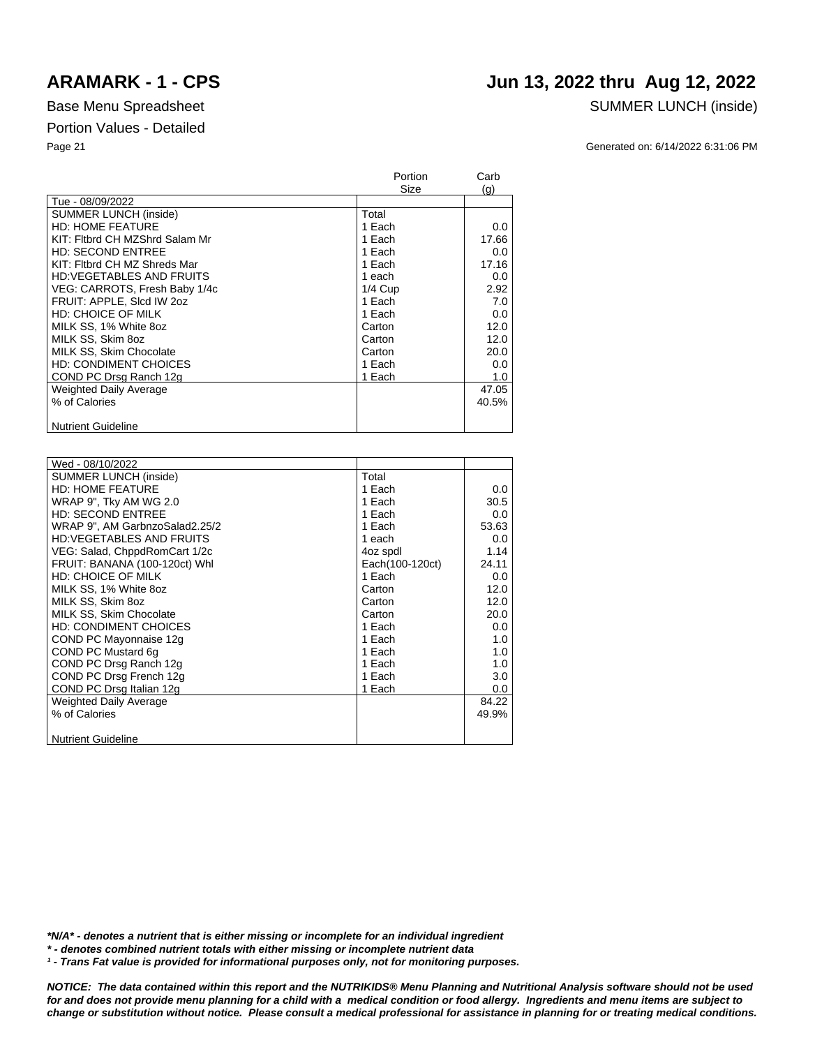# ARAMARK - 1 - CPS

# Jun 13, 2022 thru Aug 12, 2022

Base Menu Spreadsheet

SUMMER LUNCH (inside)

Portion Values - Detailed

Generated on: 6/14/2022 6:31:06 PM

| | Portion Size | Carb (g) |
|---|---|---|
| Tue - 08/09/2022 | | |
| SUMMER LUNCH (inside) | Total | |
| HD: HOME FEATURE | 1 Each | 0.0 |
| KIT: Fltbrd CH MZShrd Salam Mr | 1 Each | 17.66 |
| HD: SECOND ENTREE | 1 Each | 0.0 |
| KIT: Fltbrd CH MZ Shreds Mar | 1 Each | 17.16 |
| HD:VEGETABLES AND FRUITS | 1 each | 0.0 |
| VEG: CARROTS, Fresh Baby 1/4c | 1/4 Cup | 2.92 |
| FRUIT: APPLE, Slcd IW 2oz | 1 Each | 7.0 |
| HD: CHOICE OF MILK | 1 Each | 0.0 |
| MILK SS, 1% White 8oz | Carton | 12.0 |
| MILK SS, Skim 8oz | Carton | 12.0 |
| MILK SS, Skim Chocolate | Carton | 20.0 |
| HD: CONDIMENT CHOICES | 1 Each | 0.0 |
| COND PC Drsg Ranch 12g | 1 Each | 1.0 |
| Weighted Daily Average | | 47.05 |
| % of Calories | | 40.5% |
| Nutrient Guideline | | |

| | Portion Size | Carb (g) |
|---|---|---|
| Wed - 08/10/2022 | | |
| SUMMER LUNCH (inside) | Total | |
| HD: HOME FEATURE | 1 Each | 0.0 |
| WRAP 9", Tky AM WG 2.0 | 1 Each | 30.5 |
| HD: SECOND ENTREE | 1 Each | 0.0 |
| WRAP 9", AM GarbnzoSalad2.25/2 | 1 Each | 53.63 |
| HD:VEGETABLES AND FRUITS | 1 each | 0.0 |
| VEG: Salad, ChppdRomCart 1/2c | 4oz spdl | 1.14 |
| FRUIT: BANANA (100-120ct) Whl | Each(100-120ct) | 24.11 |
| HD: CHOICE OF MILK | 1 Each | 0.0 |
| MILK SS, 1% White 8oz | Carton | 12.0 |
| MILK SS, Skim 8oz | Carton | 12.0 |
| MILK SS, Skim Chocolate | Carton | 20.0 |
| HD: CONDIMENT CHOICES | 1 Each | 0.0 |
| COND PC Mayonnaise 12g | 1 Each | 1.0 |
| COND PC Mustard 6g | 1 Each | 1.0 |
| COND PC Drsg Ranch 12g | 1 Each | 1.0 |
| COND PC Drsg French 12g | 1 Each | 3.0 |
| COND PC Drsg Italian 12g | 1 Each | 0.0 |
| Weighted Daily Average | | 84.22 |
| % of Calories | | 49.9% |
| Nutrient Guideline | | |

***N/A* - denotes a nutrient that is either missing or incomplete for an individual ingredient**

***** - denotes combined nutrient totals with either missing or incomplete nutrient data**

***¹ - Trans Fat value is provided for informational purposes only, not for monitoring purposes.***

***NOTICE: The data contained within this report and the NUTRIKIDS® Menu Planning and Nutritional Analysis software should not be used for and does not provide menu planning for a child with a medical condition or food allergy. Ingredients and menu items are subject to change or substitution without notice. Please consult a medical professional for assistance in planning for or treating medical conditions.***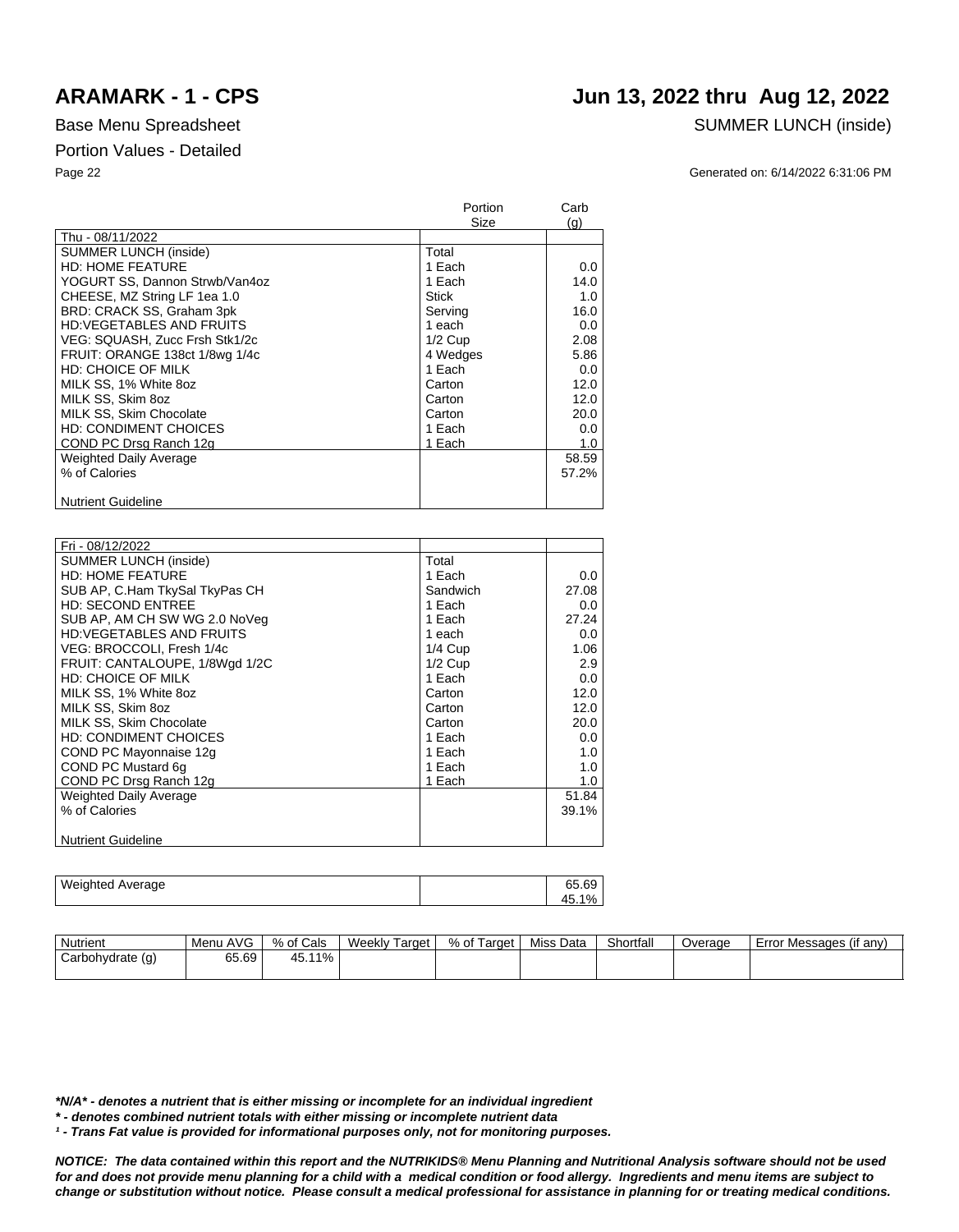# ARAMARK - 1 - CPS

# Jun 13, 2022 thru Aug 12, 2022

Base Menu Spreadsheet

SUMMER LUNCH (inside)

Portion Values - Detailed

Generated on: 6/14/2022 6:31:06 PM

| | Portion Size | Carb (g) |
|---|---|---|
| Thu - 08/11/2022 | | |
| SUMMER LUNCH (inside) | Total | |
| HD: HOME FEATURE | 1 Each | 0.0 |
| YOGURT SS, Dannon Strwb/Van4oz | 1 Each | 14.0 |
| CHEESE, MZ String LF 1ea 1.0 | Stick | 1.0 |
| BRD: CRACK SS, Graham 3pk | Serving | 16.0 |
| HD:VEGETABLES AND FRUITS | 1 each | 0.0 |
| VEG: SQUASH, Zucc Frsh Stk1/2c | 1/2 Cup | 2.08 |
| FRUIT: ORANGE 138ct 1/8wg 1/4c | 4 Wedges | 5.86 |
| HD: CHOICE OF MILK | 1 Each | 0.0 |
| MILK SS, 1% White 8oz | Carton | 12.0 |
| MILK SS, Skim 8oz | Carton | 12.0 |
| MILK SS, Skim Chocolate | Carton | 20.0 |
| HD: CONDIMENT CHOICES | 1 Each | 0.0 |
| COND PC Drsg Ranch 12g | 1 Each | 1.0 |
| Weighted Daily Average | | 58.59 |
| % of Calories | | 57.2% |
| Nutrient Guideline | | |

| | | |
|---|---|---|
| Fri - 08/12/2022 | | |
| SUMMER LUNCH (inside) | Total | |
| HD: HOME FEATURE | 1 Each | 0.0 |
| SUB AP, C.Ham TkySal TkyPas CH | Sandwich | 27.08 |
| HD: SECOND ENTREE | 1 Each | 0.0 |
| SUB AP, AM CH SW WG 2.0 NoVeg | 1 Each | 27.24 |
| HD:VEGETABLES AND FRUITS | 1 each | 0.0 |
| VEG: BROCCOLI, Fresh 1/4c | 1/4 Cup | 1.06 |
| FRUIT: CANTALOUPE, 1/8Wgd 1/2C | 1/2 Cup | 2.9 |
| HD: CHOICE OF MILK | 1 Each | 0.0 |
| MILK SS, 1% White 8oz | Carton | 12.0 |
| MILK SS, Skim 8oz | Carton | 12.0 |
| MILK SS, Skim Chocolate | Carton | 20.0 |
| HD: CONDIMENT CHOICES | 1 Each | 0.0 |
| COND PC Mayonnaise 12g | 1 Each | 1.0 |
| COND PC Mustard 6g | 1 Each | 1.0 |
| COND PC Drsg Ranch 12g | 1 Each | 1.0 |
| Weighted Daily Average | | 51.84 |
| % of Calories | | 39.1% |
| Nutrient Guideline | | |

| | | |
|---|---|---|
| Weighted Average | | 65.69<br>45.1% |

| Nutrient | Menu AVG | % of Cals | Weekly Target | % of Target | Miss Data | Shortfall | Overage | Error Messages (if any) |
|---|---|---|---|---|---|---|---|---|
| Carbohydrate (g) | 65.69 | 45.11% | | | | | | |

***N/A* - denotes a nutrient that is either missing or incomplete for an individual ingredient**

***\* - denotes combined nutrient totals with either missing or incomplete nutrient data***

***¹ - Trans Fat value is provided for informational purposes only, not for monitoring purposes.***

***NOTICE: The data contained within this report and the NUTRIKIDS® Menu Planning and Nutritional Analysis software should not be used for and does not provide menu planning for a child with a medical condition or food allergy. Ingredients and menu items are subject to change or substitution without notice. Please consult a medical professional for assistance in planning for or treating medical conditions.***